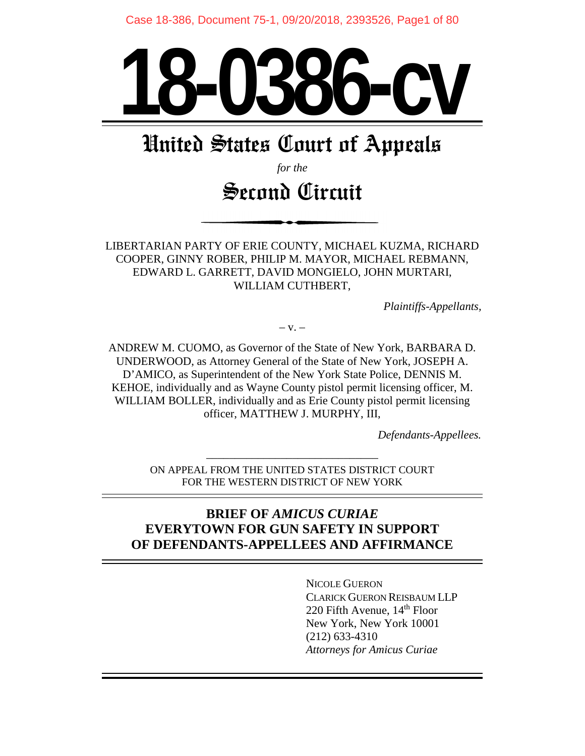# 18-0386-cv

## United States Court of Appeals

*for the*

## Second Circuit

LIBERTARIAN PARTY OF ERIE COUNTY, MICHAEL KUZMA, RICHARD COOPER, GINNY ROBER, PHILIP M. MAYOR, MICHAEL REBMANN, EDWARD L. GARRETT, DAVID MONGIELO, JOHN MURTARI, WILLIAM CUTHBERT,

*Plaintiffs-Appellants,*

– v. –

ANDREW M. CUOMO, as Governor of the State of New York, BARBARA D. UNDERWOOD, as Attorney General of the State of New York, JOSEPH A. D'AMICO, as Superintendent of the New York State Police, DENNIS M. KEHOE, individually and as Wayne County pistol permit licensing officer, M. WILLIAM BOLLER, individually and as Erie County pistol permit licensing officer, MATTHEW J. MURPHY, III,

*Defendants-Appellees.*

ON APPEAL FROM THE UNITED STATES DISTRICT COURT FOR THE WESTERN DISTRICT OF NEW YORK

**BRIEF OF *AMICUS CURIAE* EVERYTOWN FOR GUN SAFETY IN SUPPORT OF DEFENDANTS-APPELLEES AND AFFIRMANCE**

NICOLE GUERON
CLARICK GUERON REISBAUM LLP
220 Fifth Avenue, 14th Floor
New York, New York 10001
(212) 633-4310
*Attorneys for Amicus Curiae*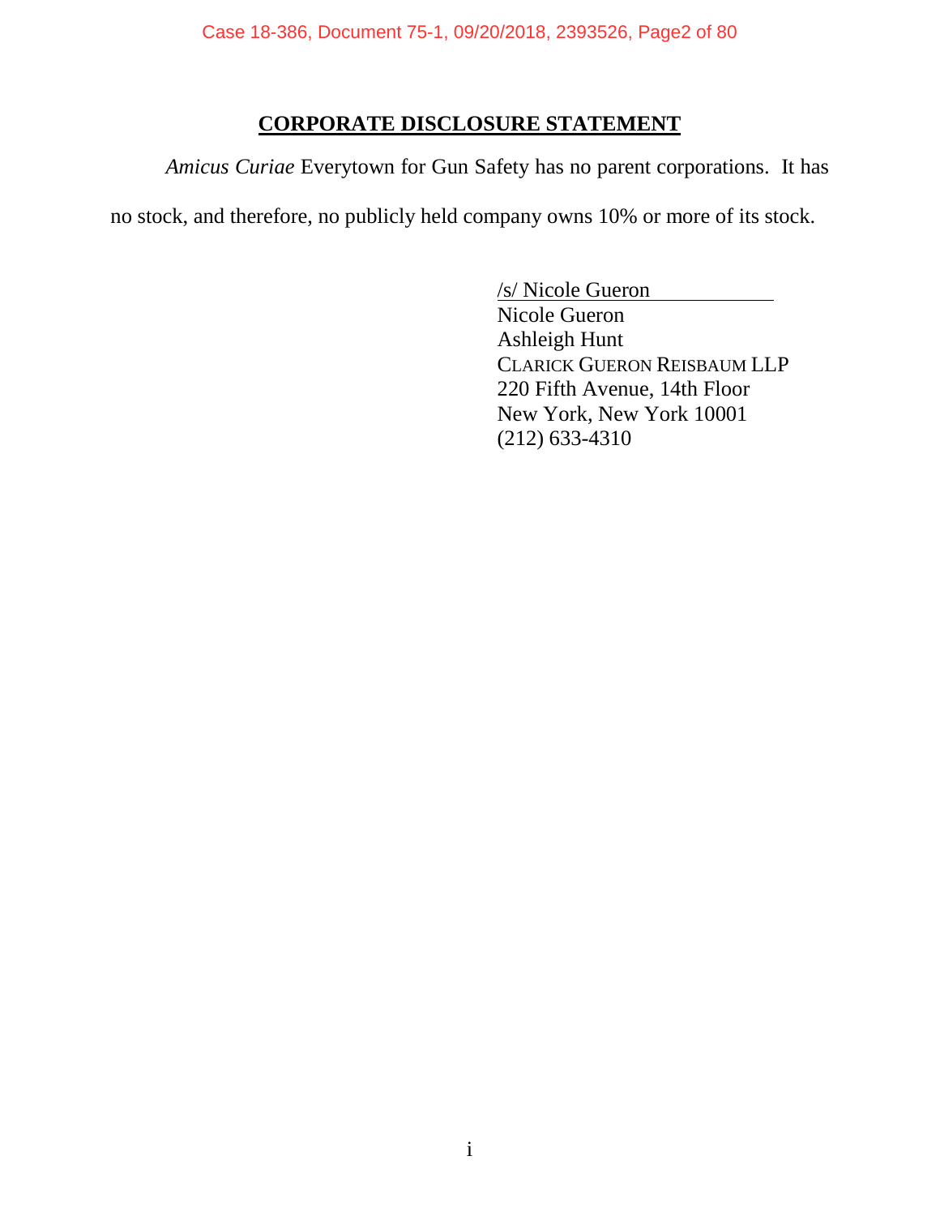## CORPORATE DISCLOSURE STATEMENT

*Amicus Curiae* Everytown for Gun Safety has no parent corporations. It has no stock, and therefore, no publicly held company owns 10% or more of its stock.

/s/ Nicole Gueron
Nicole Gueron
Ashleigh Hunt
CLARICK GUERON REISBAUM LLP
220 Fifth Avenue, 14th Floor
New York, New York 10001
(212) 633-4310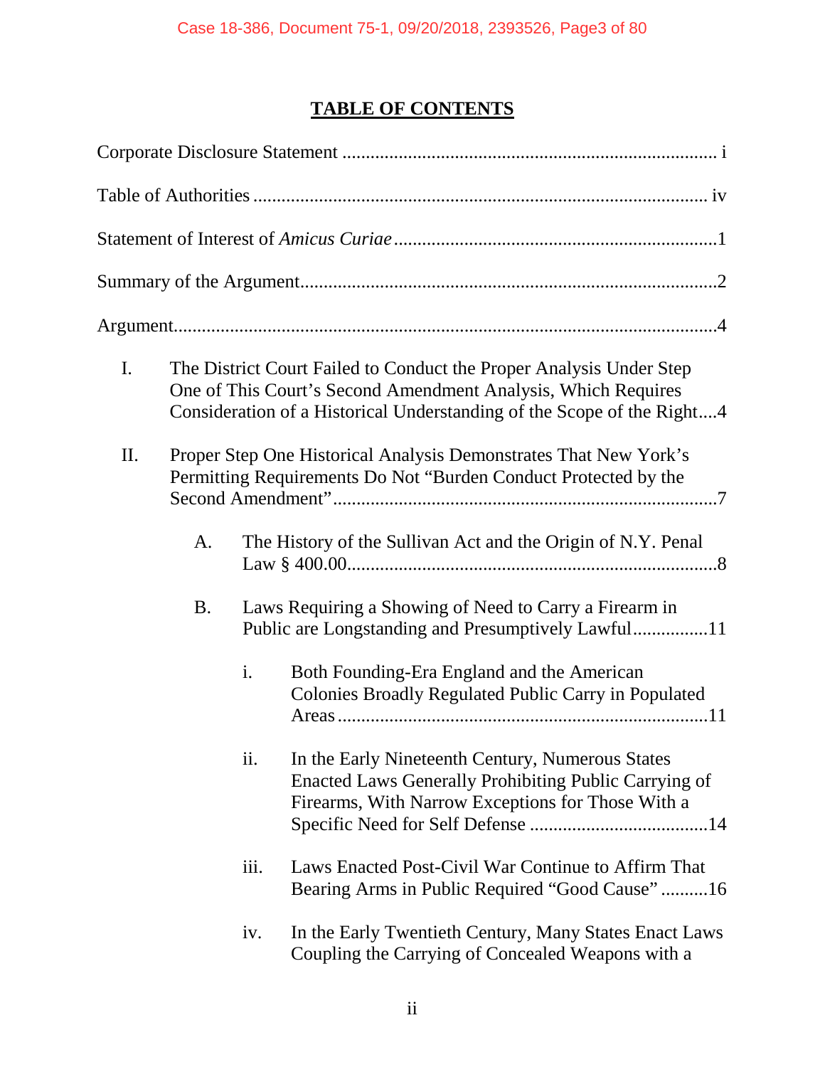## TABLE OF CONTENTS

Corporate Disclosure Statement ............................................................................... i

Table of Authorities ................................................................................................ iv

Statement of Interest of *Amicus Curiae* ....................................................................1

Summary of the Argument.........................................................................................2

Argument...................................................................................................................4

I. The District Court Failed to Conduct the Proper Analysis Under Step One of This Court's Second Amendment Analysis, Which Requires Consideration of a Historical Understanding of the Scope of the Right....4

II. Proper Step One Historical Analysis Demonstrates That New York's Permitting Requirements Do Not "Burden Conduct Protected by the Second Amendment"..................................................................................7

   A. The History of the Sullivan Act and the Origin of N.Y. Penal Law § 400.00..............................................................................8

   B. Laws Requiring a Showing of Need to Carry a Firearm in Public are Longstanding and Presumptively Lawful................11

      i. Both Founding-Era England and the American Colonies Broadly Regulated Public Carry in Populated Areas ...............................................................................11

      ii. In the Early Nineteenth Century, Numerous States Enacted Laws Generally Prohibiting Public Carrying of Firearms, With Narrow Exceptions for Those With a Specific Need for Self Defense ......................................14

      iii. Laws Enacted Post-Civil War Continue to Affirm That Bearing Arms in Public Required "Good Cause" ..........16

      iv. In the Early Twentieth Century, Many States Enact Laws Coupling the Carrying of Concealed Weapons with a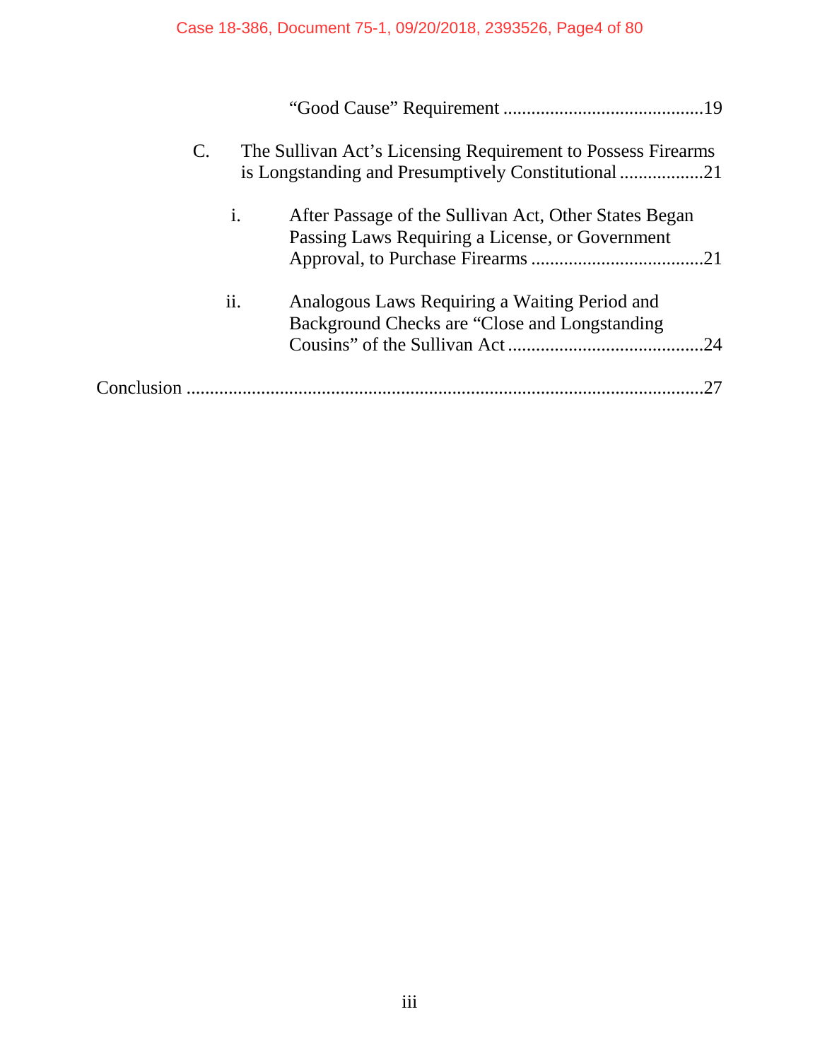"Good Cause" Requirement ..........................................19

C. The Sullivan Act's Licensing Requirement to Possess Firearms is Longstanding and Presumptively Constitutional ..................21

i. After Passage of the Sullivan Act, Other States Began Passing Laws Requiring a License, or Government Approval, to Purchase Firearms ....................................21

ii. Analogous Laws Requiring a Waiting Period and Background Checks are "Close and Longstanding Cousins" of the Sullivan Act ..........................................24

Conclusion ..........................................................................................................27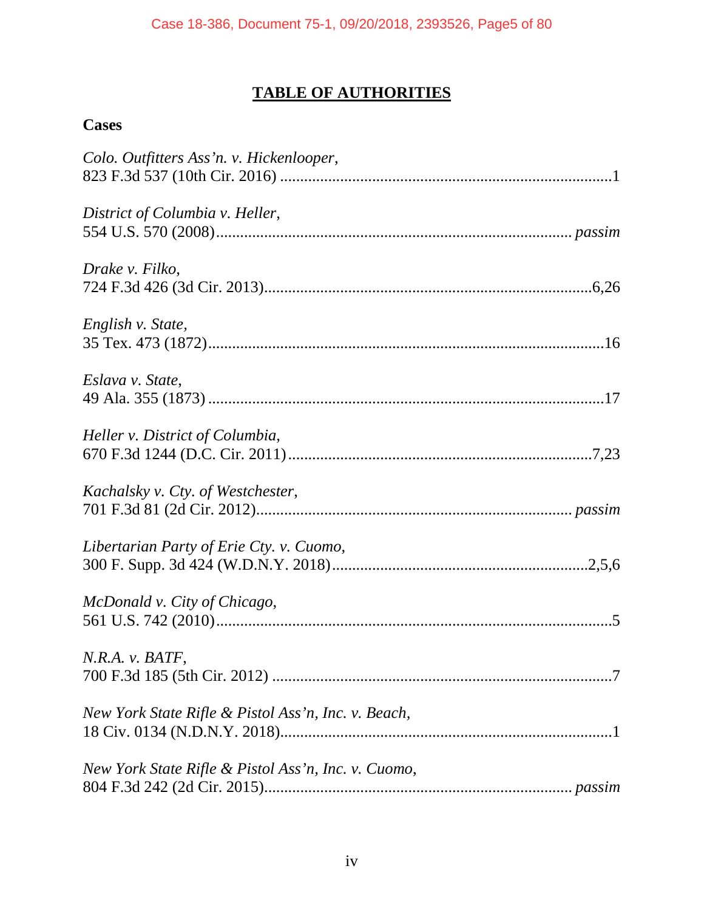# TABLE OF AUTHORITIES

## Cases

*Colo. Outfitters Ass'n. v. Hickenlooper*,
823 F.3d 537 (10th Cir. 2016) ....................................................................................1

*District of Columbia v. Heller*,
554 U.S. 570 (2008)........................................................................................ *passim*

*Drake v. Filko*,
724 F.3d 426 (3d Cir. 2013)..................................................................................6,26

*English v. State*,
35 Tex. 473 (1872)....................................................................................................16

*Eslava v. State*,
49 Ala. 355 (1873) ....................................................................................................17

*Heller v. District of Columbia*,
670 F.3d 1244 (D.C. Cir. 2011).............................................................................7,23

*Kachalsky v. Cty. of Westchester*,
701 F.3d 81 (2d Cir. 2012)............................................................................. *passim*

*Libertarian Party of Erie Cty. v. Cuomo*,
300 F. Supp. 3d 424 (W.D.N.Y. 2018)................................................................2,5,6

*McDonald v. City of Chicago*,
561 U.S. 742 (2010)....................................................................................................5

*N.R.A. v. BATF*,
700 F.3d 185 (5th Cir. 2012) .....................................................................................7

*New York State Rifle & Pistol Ass'n, Inc. v. Beach*,
18 Civ. 0134 (N.D.N.Y. 2018)...................................................................................1

*New York State Rifle & Pistol Ass'n, Inc. v. Cuomo*,
804 F.3d 242 (2d Cir. 2015)............................................................................ *passim*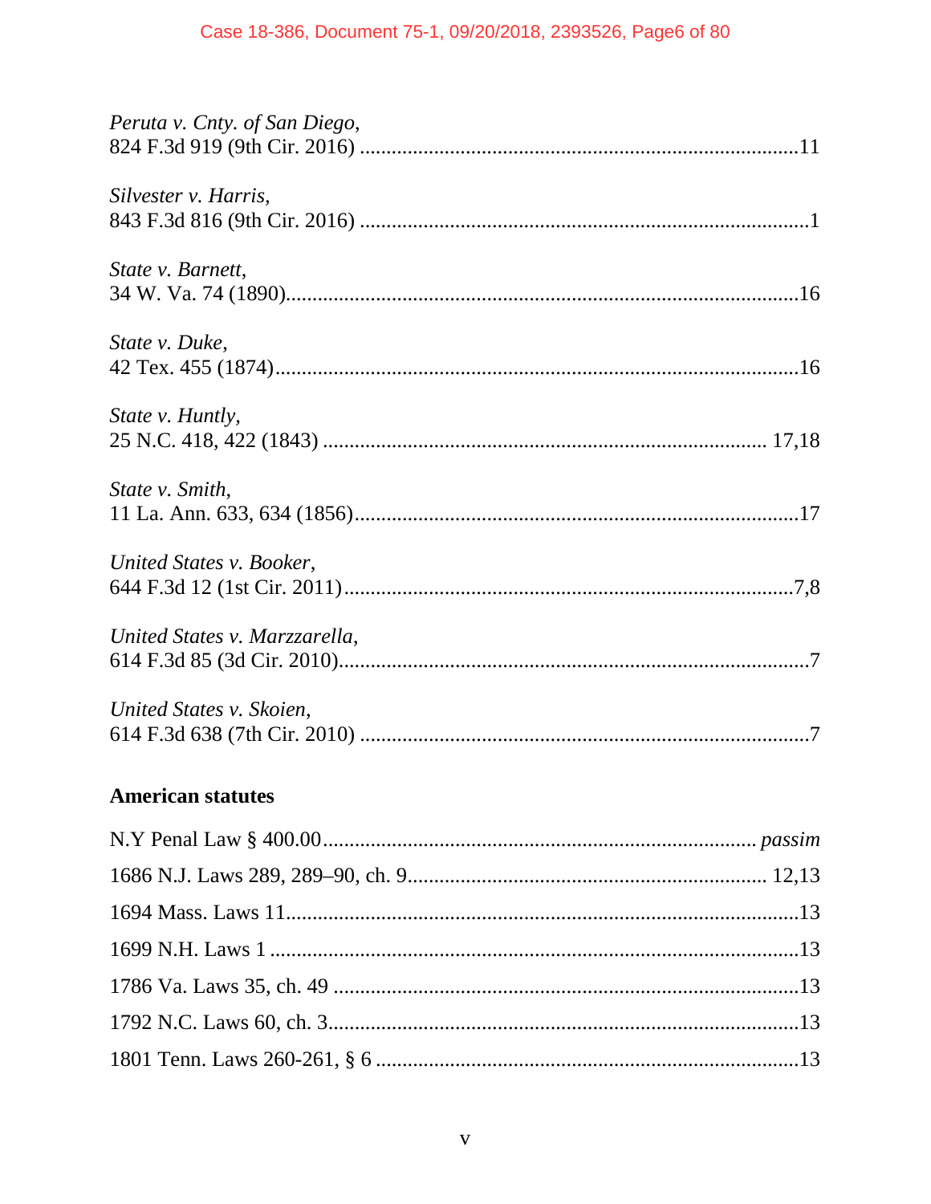*Peruta v. Cnty. of San Diego*,
824 F.3d 919 (9th Cir. 2016) ..................................................................................11

*Silvester v. Harris*,
843 F.3d 816 (9th Cir. 2016) ....................................................................................1

*State v. Barnett*,
34 W. Va. 74 (1890)................................................................................................16

*State v. Duke*,
42 Tex. 455 (1874)..................................................................................................16

*State v. Huntly*,
25 N.C. 418, 422 (1843) ................................................................................... 17,18

*State v. Smith*,
11 La. Ann. 633, 634 (1856)...................................................................................17

*United States v. Booker*,
644 F.3d 12 (1st Cir. 2011)....................................................................................7,8

*United States v. Marzzarella*,
614 F.3d 85 (3d Cir. 2010)........................................................................................7

*United States v. Skoien*,
614 F.3d 638 (7th Cir. 2010) ....................................................................................7

**American statutes**

N.Y Penal Law § 400.00................................................................................ *passim*

1686 N.J. Laws 289, 289–90, ch. 9.............................................................. 12,13

1694 Mass. Laws 11................................................................................................13

1699 N.H. Laws 1 ...................................................................................................13

1786 Va. Laws 35, ch. 49 .......................................................................................13

1792 N.C. Laws 60, ch. 3........................................................................................13

1801 Tenn. Laws 260-261, § 6 ...............................................................................13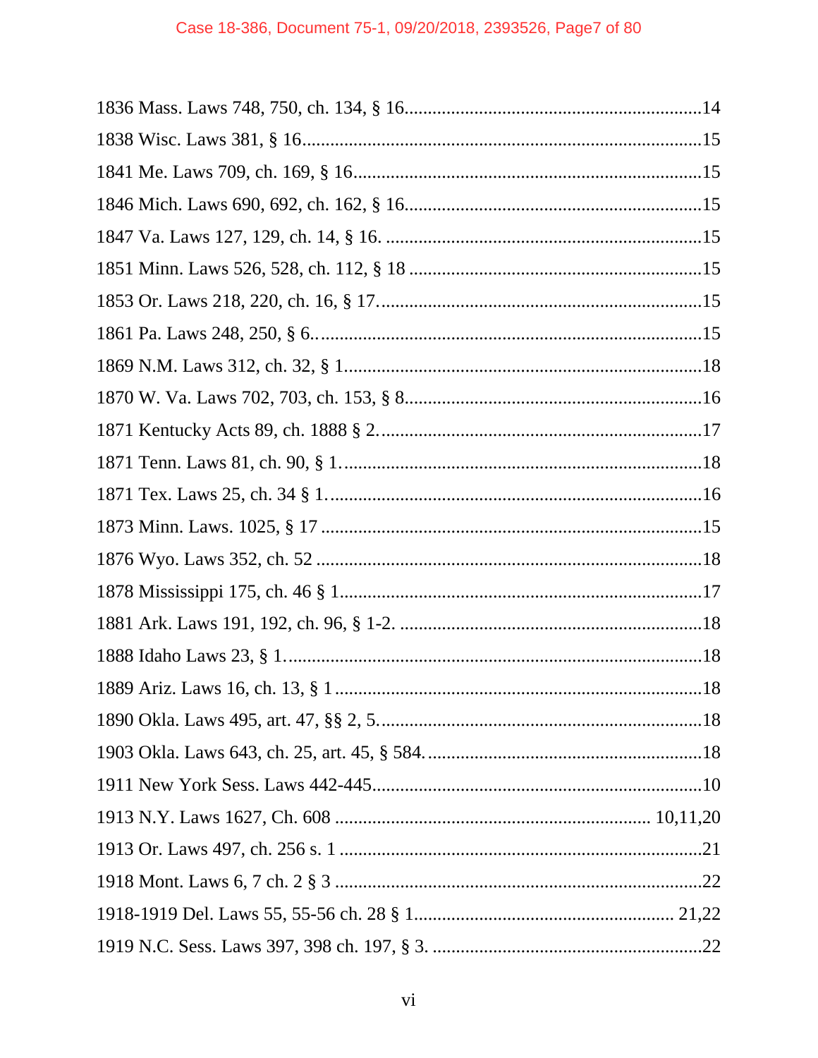1836 Mass. Laws 748, 750, ch. 134, § 16 .......... 14

1838 Wisc. Laws 381, § 16 .......... 15

1841 Me. Laws 709, ch. 169, § 16 .......... 15

1846 Mich. Laws 690, 692, ch. 162, § 16 .......... 15

1847 Va. Laws 127, 129, ch. 14, § 16. .......... 15

1851 Minn. Laws 526, 528, ch. 112, § 18 .......... 15

1853 Or. Laws 218, 220, ch. 16, § 17. .......... 15

1861 Pa. Laws 248, 250, § 6.. .......... 15

1869 N.M. Laws 312, ch. 32, § 1 .......... 18

1870 W. Va. Laws 702, 703, ch. 153, § 8 .......... 16

1871 Kentucky Acts 89, ch. 1888 § 2. .......... 17

1871 Tenn. Laws 81, ch. 90, § 1. .......... 18

1871 Tex. Laws 25, ch. 34 § 1. .......... 16

1873 Minn. Laws. 1025, § 17 .......... 15

1876 Wyo. Laws 352, ch. 52 .......... 18

1878 Mississippi 175, ch. 46 § 1 .......... 17

1881 Ark. Laws 191, 192, ch. 96, § 1-2. .......... 18

1888 Idaho Laws 23, § 1. .......... 18

1889 Ariz. Laws 16, ch. 13, § 1 .......... 18

1890 Okla. Laws 495, art. 47, §§ 2, 5. .......... 18

1903 Okla. Laws 643, ch. 25, art. 45, § 584. .......... 18

1911 New York Sess. Laws 442-445 .......... 10

1913 N.Y. Laws 1627, Ch. 608 .......... 10,11,20

1913 Or. Laws 497, ch. 256 s. 1 .......... 21

1918 Mont. Laws 6, 7 ch. 2 § 3 .......... 22

1918-1919 Del. Laws 55, 55-56 ch. 28 § 1 .......... 21,22

1919 N.C. Sess. Laws 397, 398 ch. 197, § 3. .......... 22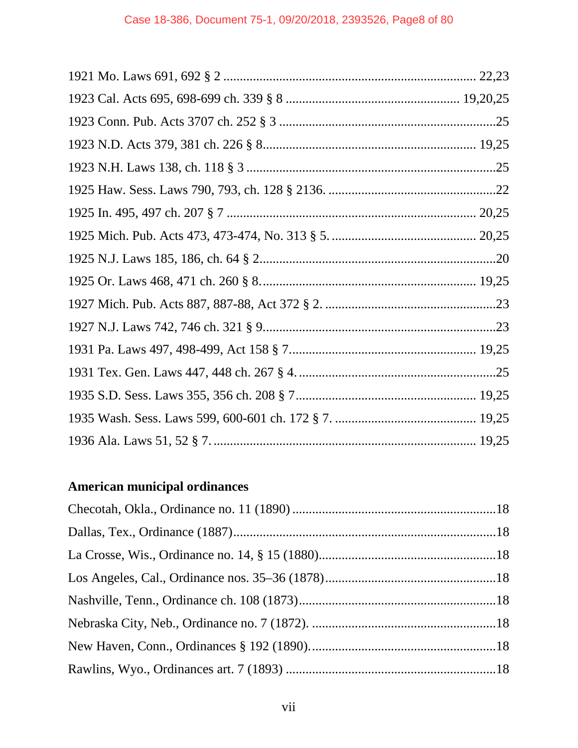1921 Mo. Laws 691, 692 § 2 .......................................................................... 22,23

1923 Cal. Acts 695, 698-699 ch. 339 § 8 .................................................... 19,20,25

1923 Conn. Pub. Acts 3707 ch. 252 § 3 .................................................................25

1923 N.D. Acts 379, 381 ch. 226 § 8................................................................ 19,25

1923 N.H. Laws 138, ch. 118 § 3 ...........................................................................25

1925 Haw. Sess. Laws 790, 793, ch. 128 § 2136. ...................................................22

1925 In. 495, 497 ch. 207 § 7 ........................................................................... 20,25

1925 Mich. Pub. Acts 473, 473-474, No. 313 § 5. ........................................... 20,25

1925 N.J. Laws 185, 186, ch. 64 § 2.......................................................................20

1925 Or. Laws 468, 471 ch. 260 § 8................................................................. 19,25

1927 Mich. Pub. Acts 887, 887-88, Act 372 § 2. ....................................................23

1927 N.J. Laws 742, 746 ch. 321 § 9......................................................................23

1931 Pa. Laws 497, 498-499, Act 158 § 7........................................................ 19,25

1931 Tex. Gen. Laws 447, 448 ch. 267 § 4. ............................................................25

1935 S.D. Sess. Laws 355, 356 ch. 208 § 7...................................................... 19,25

1935 Wash. Sess. Laws 599, 600-601 ch. 172 § 7. ........................................... 19,25

1936 Ala. Laws 51, 52 § 7. ............................................................................... 19,25

**American municipal ordinances**

Checotah, Okla., Ordinance no. 11 (1890) .............................................................18

Dallas, Tex., Ordinance (1887)................................................................................18

La Crosse, Wis., Ordinance no. 14, § 15 (1880)......................................................18

Los Angeles, Cal., Ordinance nos. 35–36 (1878)....................................................18

Nashville, Tenn., Ordinance ch. 108 (1873)............................................................18

Nebraska City, Neb., Ordinance no. 7 (1872). ........................................................18

New Haven, Conn., Ordinances § 192 (1890).........................................................18

Rawlins, Wyo., Ordinances art. 7 (1893) ................................................................18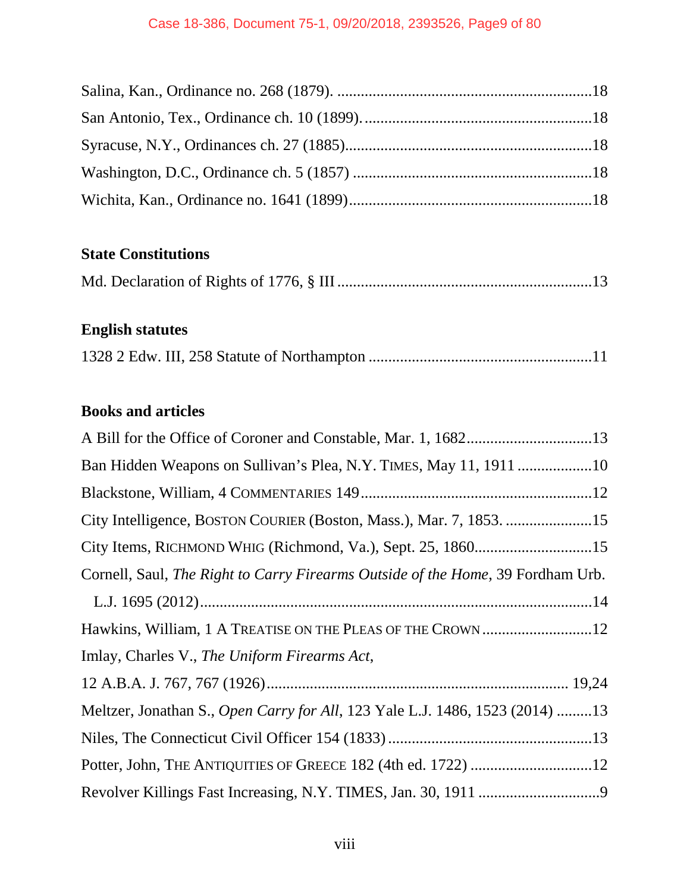Salina, Kan., Ordinance no. 268 (1879). ................................................................18

San Antonio, Tex., Ordinance ch. 10 (1899). ..........................................................18

Syracuse, N.Y., Ordinances ch. 27 (1885)...............................................................18

Washington, D.C., Ordinance ch. 5 (1857) .............................................................18

Wichita, Kan., Ordinance no. 1641 (1899)..............................................................18

**State Constitutions**

Md. Declaration of Rights of 1776, § III .................................................................13

**English statutes**

1328 2 Edw. III, 258 Statute of Northampton .........................................................11

**Books and articles**

A Bill for the Office of Coroner and Constable, Mar. 1, 1682................................13

Ban Hidden Weapons on Sullivan's Plea, N.Y. TIMES, May 11, 1911 ...................10

Blackstone, William, 4 COMMENTARIES 149...........................................................12

City Intelligence, BOSTON COURIER (Boston, Mass.), Mar. 7, 1853. ......................15

City Items, RICHMOND WHIG (Richmond, Va.), Sept. 25, 1860..............................15

Cornell, Saul, *The Right to Carry Firearms Outside of the Home*, 39 Fordham Urb. L.J. 1695 (2012)....................................................................................................14

Hawkins, William, 1 A TREATISE ON THE PLEAS OF THE CROWN ............................12

Imlay, Charles V., *The Uniform Firearms Act*, 12 A.B.A. J. 767, 767 (1926)........................................................................... 19,24

Meltzer, Jonathan S., *Open Carry for All*, 123 Yale L.J. 1486, 1523 (2014) .........13

Niles, The Connecticut Civil Officer 154 (1833) ....................................................13

Potter, John, THE ANTIQUITIES OF GREECE 182 (4th ed. 1722) ...............................12

Revolver Killings Fast Increasing, N.Y. TIMES, Jan. 30, 1911 ...............................9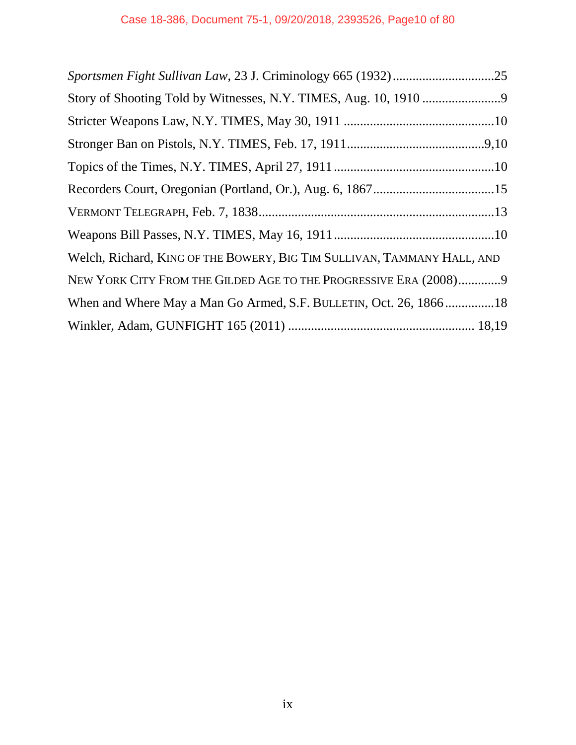*Sportsmen Fight Sullivan Law*, 23 J. Criminology 665 (1932) ...............................25

Story of Shooting Told by Witnesses, N.Y. TIMES, Aug. 10, 1910 ........................9

Stricter Weapons Law, N.Y. TIMES, May 30, 1911 ..............................................10

Stronger Ban on Pistols, N.Y. TIMES, Feb. 17, 1911..........................................9,10

Topics of the Times, N.Y. TIMES, April 27, 1911 .................................................10

Recorders Court, Oregonian (Portland, Or.), Aug. 6, 1867.....................................15

VERMONT TELEGRAPH, Feb. 7, 1838.......................................................................13

Weapons Bill Passes, N.Y. TIMES, May 16, 1911 .................................................10

Welch, Richard, KING OF THE BOWERY, BIG TIM SULLIVAN, TAMMANY HALL, AND NEW YORK CITY FROM THE GILDED AGE TO THE PROGRESSIVE ERA (2008).............9

When and Where May a Man Go Armed, S.F. BULLETIN, Oct. 26, 1866 ...............18

Winkler, Adam, GUNFIGHT 165 (2011) ........................................................ 18,19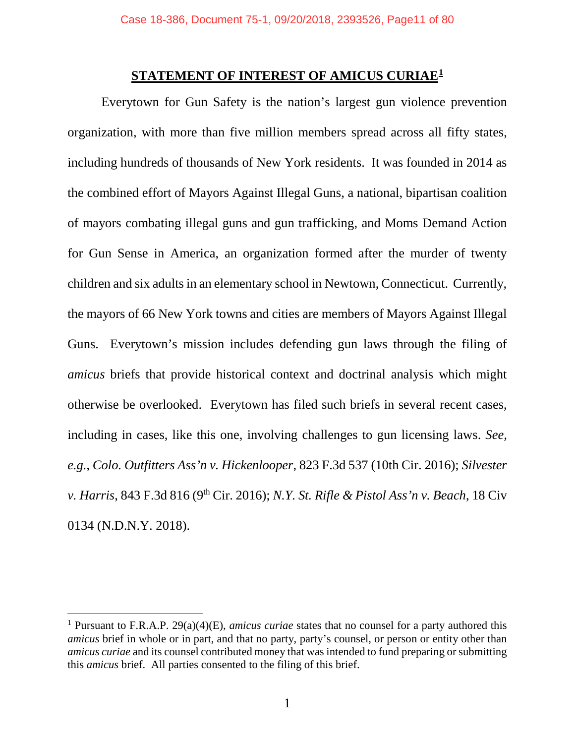## STATEMENT OF INTEREST OF AMICUS CURIAE[1]

Everytown for Gun Safety is the nation's largest gun violence prevention organization, with more than five million members spread across all fifty states, including hundreds of thousands of New York residents. It was founded in 2014 as the combined effort of Mayors Against Illegal Guns, a national, bipartisan coalition of mayors combating illegal guns and gun trafficking, and Moms Demand Action for Gun Sense in America, an organization formed after the murder of twenty children and six adults in an elementary school in Newtown, Connecticut. Currently, the mayors of 66 New York towns and cities are members of Mayors Against Illegal Guns. Everytown's mission includes defending gun laws through the filing of *amicus* briefs that provide historical context and doctrinal analysis which might otherwise be overlooked. Everytown has filed such briefs in several recent cases, including in cases, like this one, involving challenges to gun licensing laws. *See, e.g.*, *Colo. Outfitters Ass'n v. Hickenlooper*, 823 F.3d 537 (10th Cir. 2016); *Silvester v. Harris*, 843 F.3d 816 (9th Cir. 2016); *N.Y. St. Rifle & Pistol Ass'n v. Beach*, 18 Civ 0134 (N.D.N.Y. 2018).

---

[1] Pursuant to F.R.A.P. 29(a)(4)(E), *amicus curiae* states that no counsel for a party authored this *amicus* brief in whole or in part, and that no party, party's counsel, or person or entity other than *amicus curiae* and its counsel contributed money that was intended to fund preparing or submitting this *amicus* brief. All parties consented to the filing of this brief.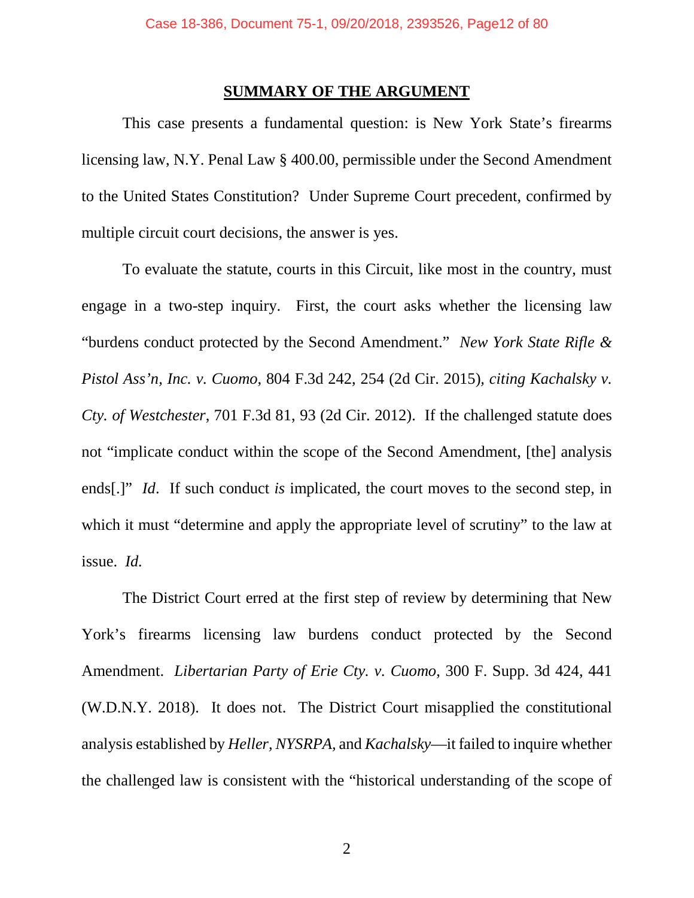## SUMMARY OF THE ARGUMENT

This case presents a fundamental question: is New York State's firearms licensing law, N.Y. Penal Law § 400.00, permissible under the Second Amendment to the United States Constitution? Under Supreme Court precedent, confirmed by multiple circuit court decisions, the answer is yes.

To evaluate the statute, courts in this Circuit, like most in the country, must engage in a two-step inquiry. First, the court asks whether the licensing law "burdens conduct protected by the Second Amendment." *New York State Rifle & Pistol Ass'n, Inc. v. Cuomo*, 804 F.3d 242, 254 (2d Cir. 2015), *citing Kachalsky v. Cty. of Westchester*, 701 F.3d 81, 93 (2d Cir. 2012). If the challenged statute does not "implicate conduct within the scope of the Second Amendment, [the] analysis ends[.]" *Id*. If such conduct *is* implicated, the court moves to the second step, in which it must "determine and apply the appropriate level of scrutiny" to the law at issue. *Id.*

The District Court erred at the first step of review by determining that New York's firearms licensing law burdens conduct protected by the Second Amendment. *Libertarian Party of Erie Cty. v. Cuomo*, 300 F. Supp. 3d 424, 441 (W.D.N.Y. 2018). It does not. The District Court misapplied the constitutional analysis established by *Heller*, *NYSRPA*, and *Kachalsky*—it failed to inquire whether the challenged law is consistent with the "historical understanding of the scope of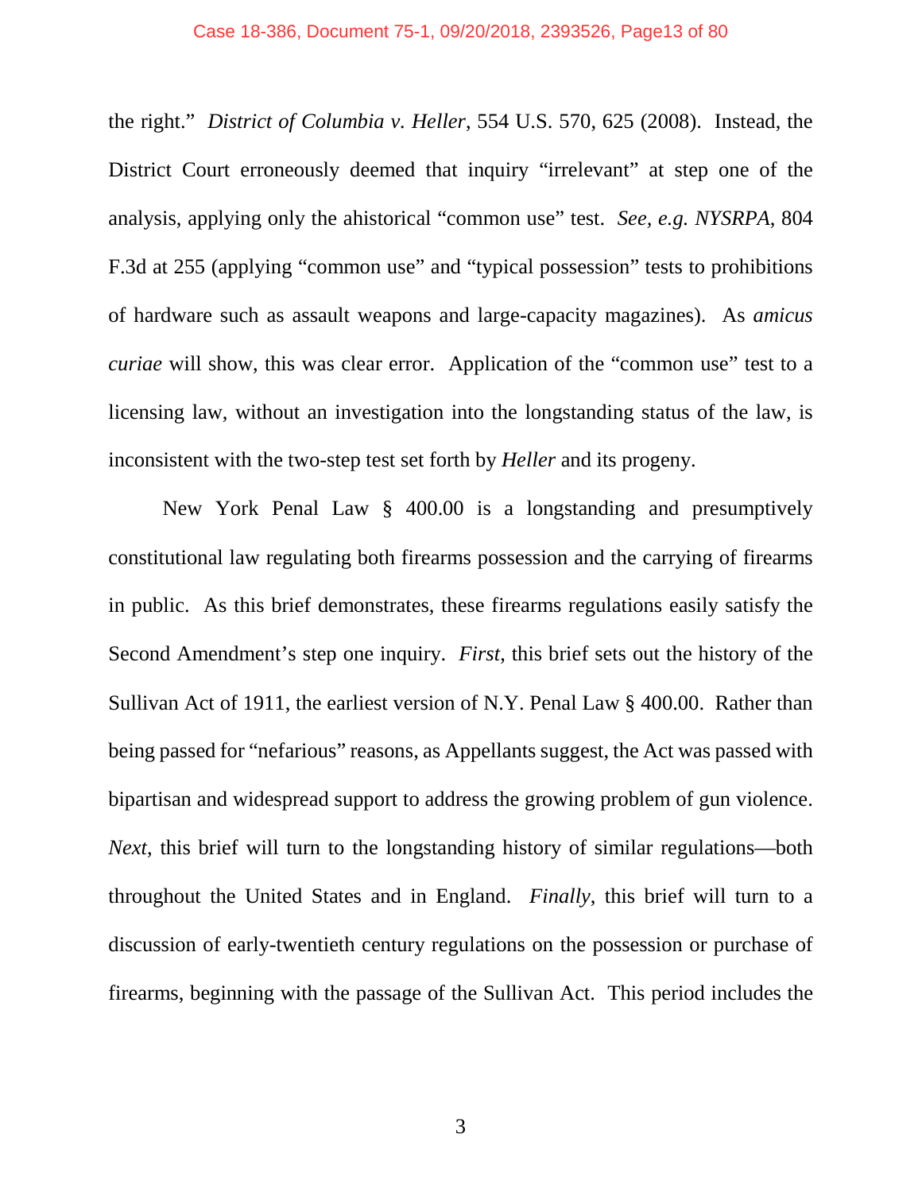the right." *District of Columbia v. Heller*, 554 U.S. 570, 625 (2008). Instead, the District Court erroneously deemed that inquiry "irrelevant" at step one of the analysis, applying only the ahistorical "common use" test. *See, e.g. NYSRPA*, 804 F.3d at 255 (applying "common use" and "typical possession" tests to prohibitions of hardware such as assault weapons and large-capacity magazines). As *amicus curiae* will show, this was clear error. Application of the "common use" test to a licensing law, without an investigation into the longstanding status of the law, is inconsistent with the two-step test set forth by *Heller* and its progeny.

New York Penal Law § 400.00 is a longstanding and presumptively constitutional law regulating both firearms possession and the carrying of firearms in public. As this brief demonstrates, these firearms regulations easily satisfy the Second Amendment's step one inquiry. *First*, this brief sets out the history of the Sullivan Act of 1911, the earliest version of N.Y. Penal Law § 400.00. Rather than being passed for "nefarious" reasons, as Appellants suggest, the Act was passed with bipartisan and widespread support to address the growing problem of gun violence. *Next*, this brief will turn to the longstanding history of similar regulations—both throughout the United States and in England. *Finally*, this brief will turn to a discussion of early-twentieth century regulations on the possession or purchase of firearms, beginning with the passage of the Sullivan Act. This period includes the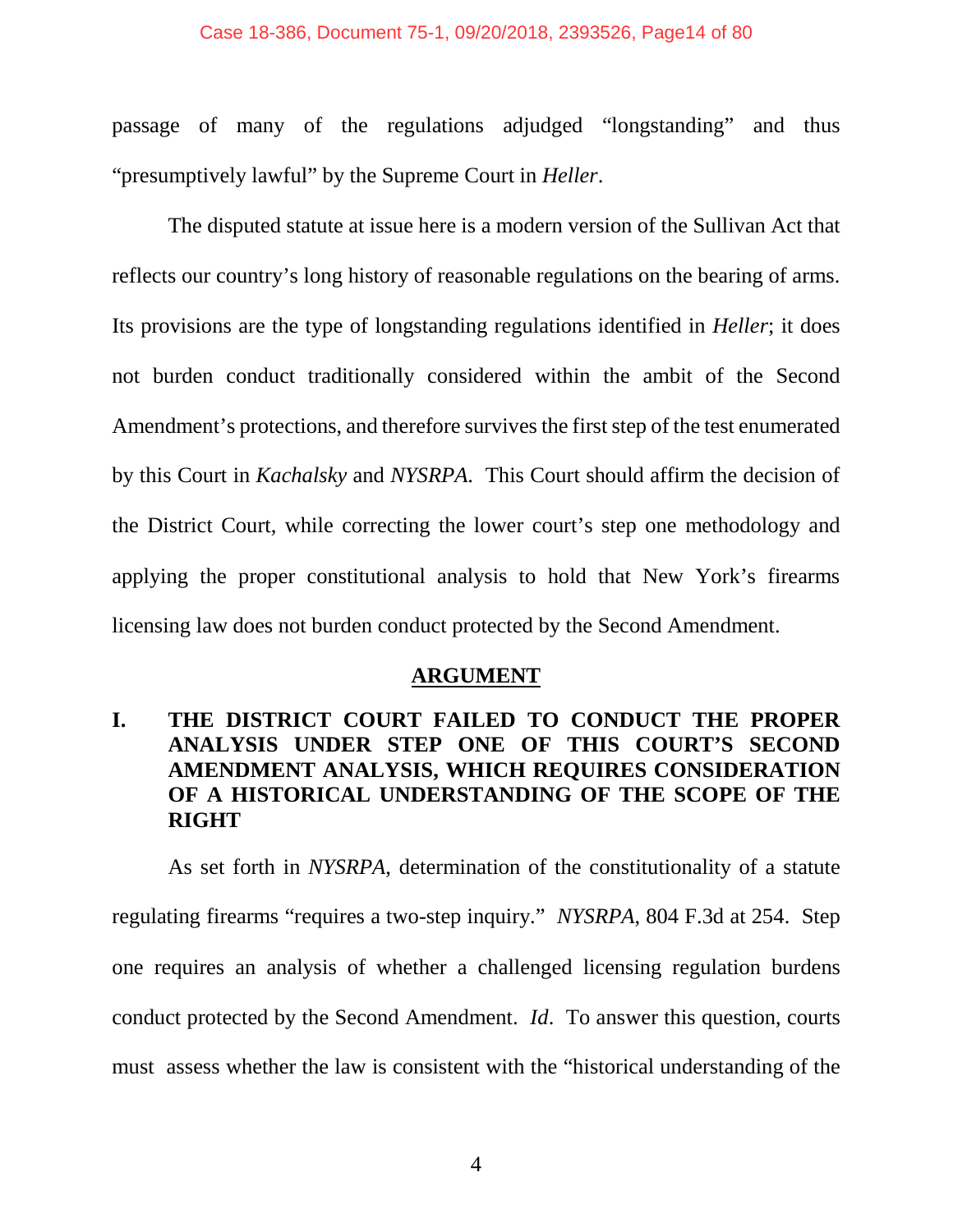passage of many of the regulations adjudged "longstanding" and thus "presumptively lawful" by the Supreme Court in *Heller*.

The disputed statute at issue here is a modern version of the Sullivan Act that reflects our country's long history of reasonable regulations on the bearing of arms. Its provisions are the type of longstanding regulations identified in *Heller*; it does not burden conduct traditionally considered within the ambit of the Second Amendment's protections, and therefore survives the first step of the test enumerated by this Court in *Kachalsky* and *NYSRPA*. This Court should affirm the decision of the District Court, while correcting the lower court's step one methodology and applying the proper constitutional analysis to hold that New York's firearms licensing law does not burden conduct protected by the Second Amendment.

## ARGUMENT

### I. THE DISTRICT COURT FAILED TO CONDUCT THE PROPER ANALYSIS UNDER STEP ONE OF THIS COURT'S SECOND AMENDMENT ANALYSIS, WHICH REQUIRES CONSIDERATION OF A HISTORICAL UNDERSTANDING OF THE SCOPE OF THE RIGHT

As set forth in *NYSRPA*, determination of the constitutionality of a statute regulating firearms "requires a two-step inquiry." *NYSRPA*, 804 F.3d at 254. Step one requires an analysis of whether a challenged licensing regulation burdens conduct protected by the Second Amendment. *Id*. To answer this question, courts must assess whether the law is consistent with the "historical understanding of the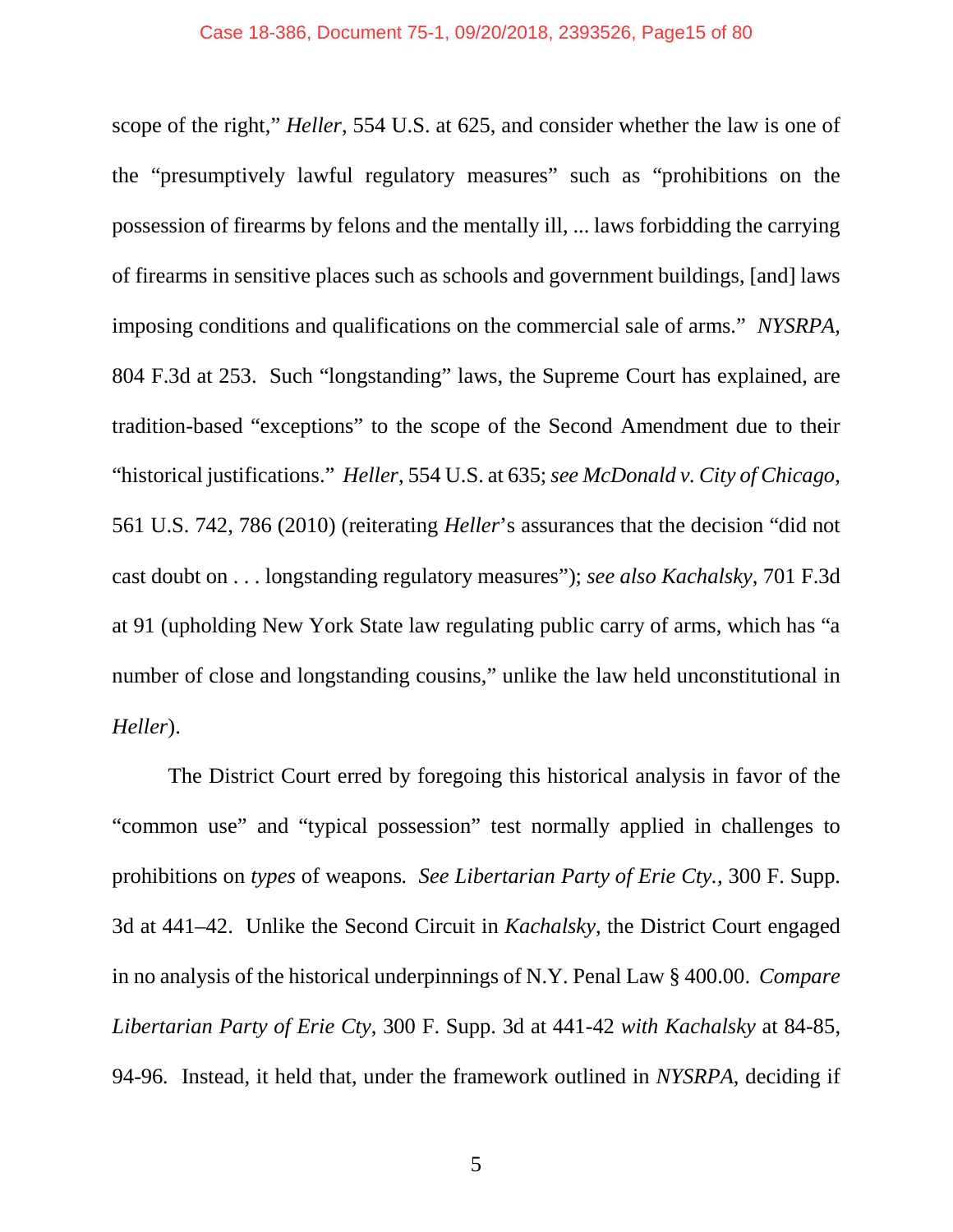scope of the right," *Heller*, 554 U.S. at 625, and consider whether the law is one of the "presumptively lawful regulatory measures" such as "prohibitions on the possession of firearms by felons and the mentally ill, ... laws forbidding the carrying of firearms in sensitive places such as schools and government buildings, [and] laws imposing conditions and qualifications on the commercial sale of arms." *NYSRPA*, 804 F.3d at 253. Such "longstanding" laws, the Supreme Court has explained, are tradition-based "exceptions" to the scope of the Second Amendment due to their "historical justifications." *Heller*, 554 U.S. at 635; *see McDonald v. City of Chicago*, 561 U.S. 742, 786 (2010) (reiterating *Heller*'s assurances that the decision "did not cast doubt on . . . longstanding regulatory measures"); *see also Kachalsky*, 701 F.3d at 91 (upholding New York State law regulating public carry of arms, which has "a number of close and longstanding cousins," unlike the law held unconstitutional in *Heller*).

The District Court erred by foregoing this historical analysis in favor of the "common use" and "typical possession" test normally applied in challenges to prohibitions on *types* of weapons. *See Libertarian Party of Erie Cty.*, 300 F. Supp. 3d at 441–42. Unlike the Second Circuit in *Kachalsky*, the District Court engaged in no analysis of the historical underpinnings of N.Y. Penal Law § 400.00. *Compare Libertarian Party of Erie Cty*, 300 F. Supp. 3d at 441-42 *with Kachalsky* at 84-85, 94-96. Instead, it held that, under the framework outlined in *NYSRPA*, deciding if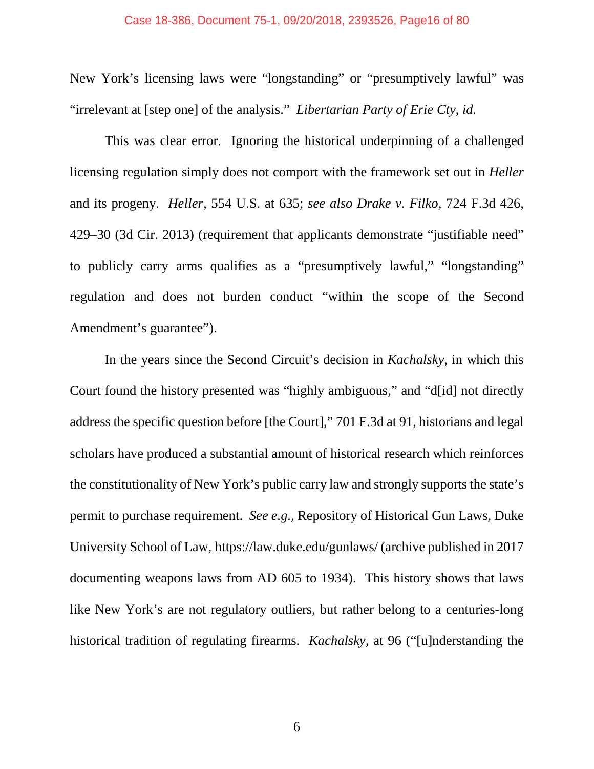New York's licensing laws were "longstanding" or "presumptively lawful" was "irrelevant at [step one] of the analysis." *Libertarian Party of Erie Cty*, *id.*

This was clear error. Ignoring the historical underpinning of a challenged licensing regulation simply does not comport with the framework set out in *Heller* and its progeny. *Heller*, 554 U.S. at 635; *see also Drake v. Filko*, 724 F.3d 426, 429–30 (3d Cir. 2013) (requirement that applicants demonstrate "justifiable need" to publicly carry arms qualifies as a "presumptively lawful," "longstanding" regulation and does not burden conduct "within the scope of the Second Amendment's guarantee").

In the years since the Second Circuit's decision in *Kachalsky*, in which this Court found the history presented was "highly ambiguous," and "d[id] not directly address the specific question before [the Court]," 701 F.3d at 91, historians and legal scholars have produced a substantial amount of historical research which reinforces the constitutionality of New York's public carry law and strongly supports the state's permit to purchase requirement. *See e.g.*, Repository of Historical Gun Laws, Duke University School of Law, https://law.duke.edu/gunlaws/ (archive published in 2017 documenting weapons laws from AD 605 to 1934). This history shows that laws like New York's are not regulatory outliers, but rather belong to a centuries-long historical tradition of regulating firearms. *Kachalsky*, at 96 ("[u]nderstanding the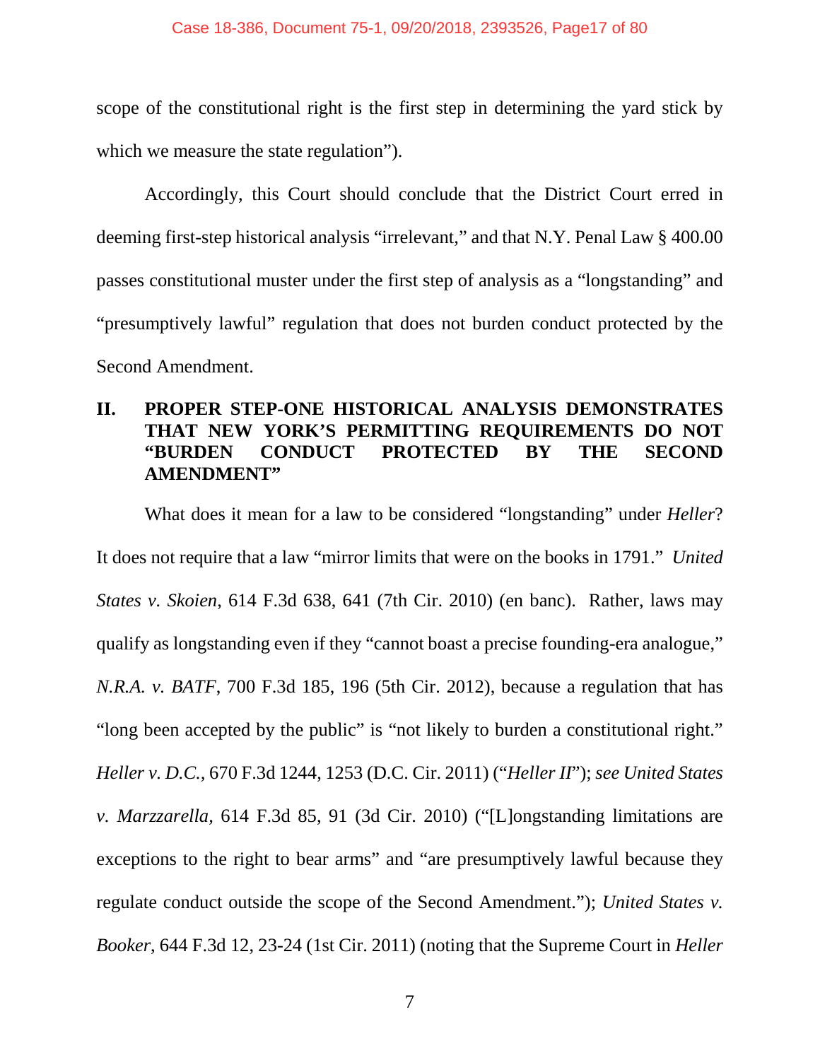scope of the constitutional right is the first step in determining the yard stick by which we measure the state regulation").

Accordingly, this Court should conclude that the District Court erred in deeming first-step historical analysis "irrelevant," and that N.Y. Penal Law § 400.00 passes constitutional muster under the first step of analysis as a "longstanding" and "presumptively lawful" regulation that does not burden conduct protected by the Second Amendment.

## II. PROPER STEP-ONE HISTORICAL ANALYSIS DEMONSTRATES THAT NEW YORK'S PERMITTING REQUIREMENTS DO NOT "BURDEN CONDUCT PROTECTED BY THE SECOND AMENDMENT"

What does it mean for a law to be considered "longstanding" under *Heller*? It does not require that a law "mirror limits that were on the books in 1791." *United States v. Skoien*, 614 F.3d 638, 641 (7th Cir. 2010) (en banc). Rather, laws may qualify as longstanding even if they "cannot boast a precise founding-era analogue," *N.R.A. v. BATF*, 700 F.3d 185, 196 (5th Cir. 2012), because a regulation that has "long been accepted by the public" is "not likely to burden a constitutional right." *Heller v. D.C.*, 670 F.3d 1244, 1253 (D.C. Cir. 2011) ("*Heller II*"); *see United States v. Marzzarella*, 614 F.3d 85, 91 (3d Cir. 2010) ("[L]ongstanding limitations are exceptions to the right to bear arms" and "are presumptively lawful because they regulate conduct outside the scope of the Second Amendment."); *United States v. Booker*, 644 F.3d 12, 23-24 (1st Cir. 2011) (noting that the Supreme Court in *Heller*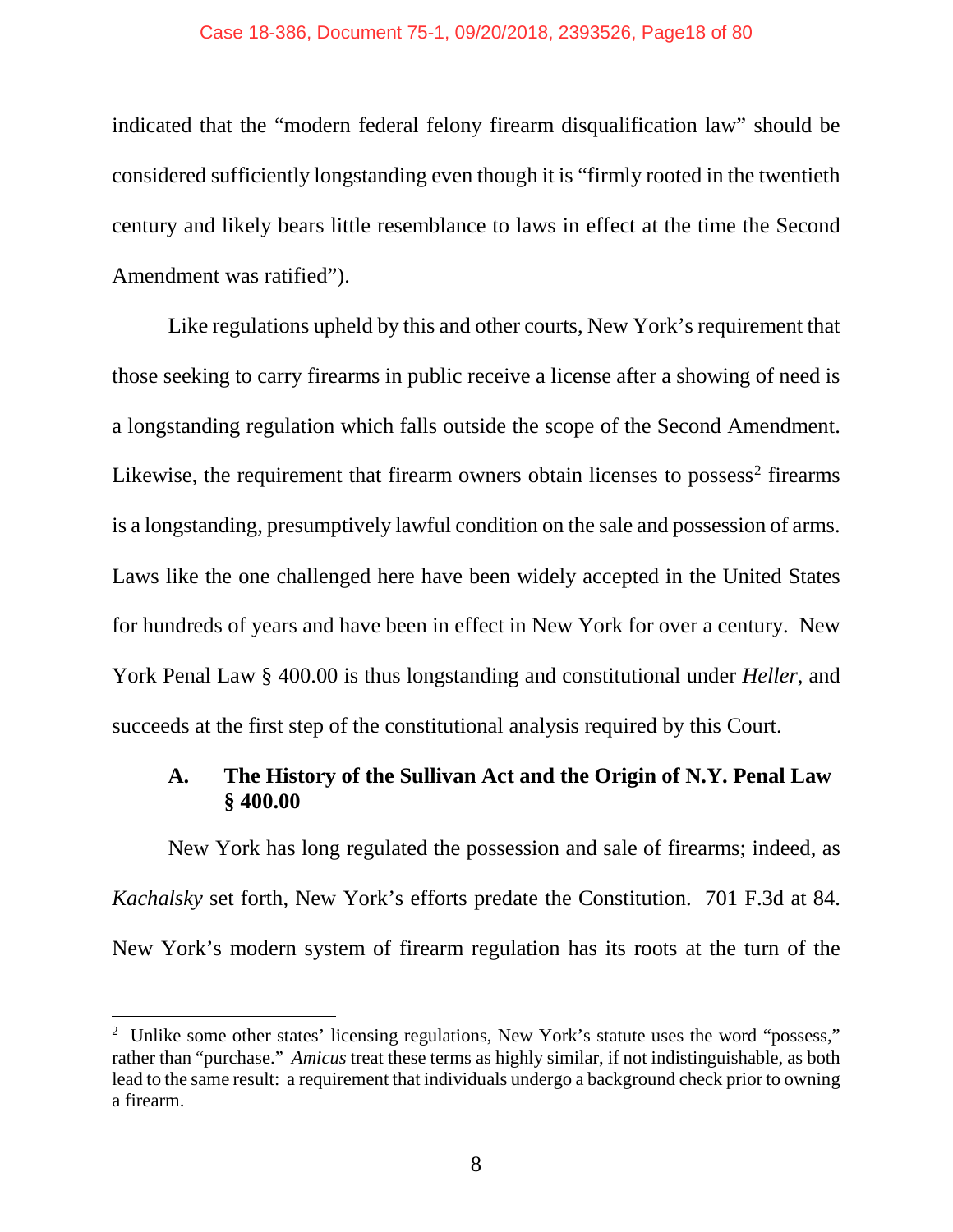indicated that the "modern federal felony firearm disqualification law" should be considered sufficiently longstanding even though it is "firmly rooted in the twentieth century and likely bears little resemblance to laws in effect at the time the Second Amendment was ratified").

Like regulations upheld by this and other courts, New York's requirement that those seeking to carry firearms in public receive a license after a showing of need is a longstanding regulation which falls outside the scope of the Second Amendment. Likewise, the requirement that firearm owners obtain licenses to possess[2] firearms is a longstanding, presumptively lawful condition on the sale and possession of arms. Laws like the one challenged here have been widely accepted in the United States for hundreds of years and have been in effect in New York for over a century. New York Penal Law § 400.00 is thus longstanding and constitutional under *Heller*, and succeeds at the first step of the constitutional analysis required by this Court.

### A. The History of the Sullivan Act and the Origin of N.Y. Penal Law § 400.00

New York has long regulated the possession and sale of firearms; indeed, as *Kachalsky* set forth, New York's efforts predate the Constitution. 701 F.3d at 84. New York's modern system of firearm regulation has its roots at the turn of the

---

[2] Unlike some other states' licensing regulations, New York's statute uses the word "possess," rather than "purchase." *Amicus* treat these terms as highly similar, if not indistinguishable, as both lead to the same result: a requirement that individuals undergo a background check prior to owning a firearm.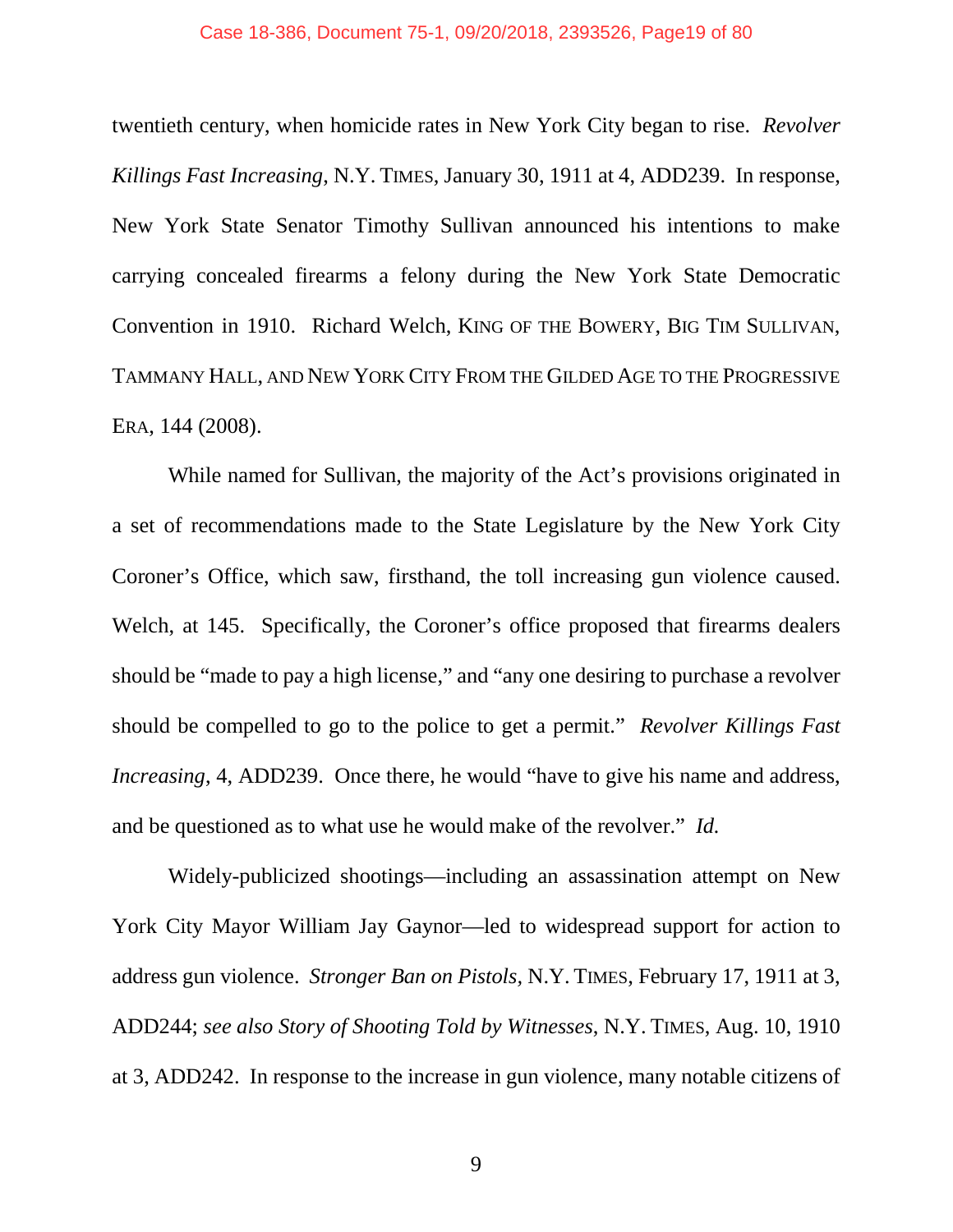twentieth century, when homicide rates in New York City began to rise. *Revolver Killings Fast Increasing*, N.Y. TIMES, January 30, 1911 at 4, ADD239. In response, New York State Senator Timothy Sullivan announced his intentions to make carrying concealed firearms a felony during the New York State Democratic Convention in 1910. Richard Welch, KING OF THE BOWERY, BIG TIM SULLIVAN, TAMMANY HALL, AND NEW YORK CITY FROM THE GILDED AGE TO THE PROGRESSIVE ERA, 144 (2008).

While named for Sullivan, the majority of the Act's provisions originated in a set of recommendations made to the State Legislature by the New York City Coroner's Office, which saw, firsthand, the toll increasing gun violence caused. Welch, at 145. Specifically, the Coroner's office proposed that firearms dealers should be "made to pay a high license," and "any one desiring to purchase a revolver should be compelled to go to the police to get a permit." *Revolver Killings Fast Increasing*, 4, ADD239. Once there, he would "have to give his name and address, and be questioned as to what use he would make of the revolver." *Id.*

Widely-publicized shootings—including an assassination attempt on New York City Mayor William Jay Gaynor—led to widespread support for action to address gun violence. *Stronger Ban on Pistols*, N.Y. TIMES, February 17, 1911 at 3, ADD244; *see also Story of Shooting Told by Witnesses*, N.Y. TIMES, Aug. 10, 1910 at 3, ADD242. In response to the increase in gun violence, many notable citizens of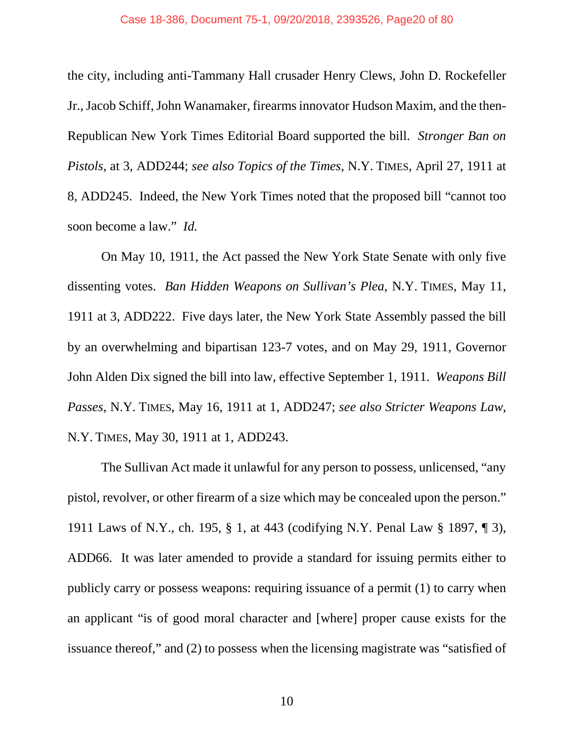the city, including anti-Tammany Hall crusader Henry Clews, John D. Rockefeller Jr., Jacob Schiff, John Wanamaker, firearms innovator Hudson Maxim, and the then-Republican New York Times Editorial Board supported the bill. *Stronger Ban on Pistols*, at 3, ADD244; *see also Topics of the Times*, N.Y. TIMES, April 27, 1911 at 8, ADD245. Indeed, the New York Times noted that the proposed bill "cannot too soon become a law." *Id.*

On May 10, 1911, the Act passed the New York State Senate with only five dissenting votes. *Ban Hidden Weapons on Sullivan's Plea*, N.Y. TIMES, May 11, 1911 at 3, ADD222. Five days later, the New York State Assembly passed the bill by an overwhelming and bipartisan 123-7 votes, and on May 29, 1911, Governor John Alden Dix signed the bill into law, effective September 1, 1911. *Weapons Bill Passes*, N.Y. TIMES, May 16, 1911 at 1, ADD247; *see also Stricter Weapons Law*, N.Y. TIMES, May 30, 1911 at 1, ADD243.

The Sullivan Act made it unlawful for any person to possess, unlicensed, "any pistol, revolver, or other firearm of a size which may be concealed upon the person." 1911 Laws of N.Y., ch. 195, § 1, at 443 (codifying N.Y. Penal Law § 1897, ¶ 3), ADD66. It was later amended to provide a standard for issuing permits either to publicly carry or possess weapons: requiring issuance of a permit (1) to carry when an applicant "is of good moral character and [where] proper cause exists for the issuance thereof," and (2) to possess when the licensing magistrate was "satisfied of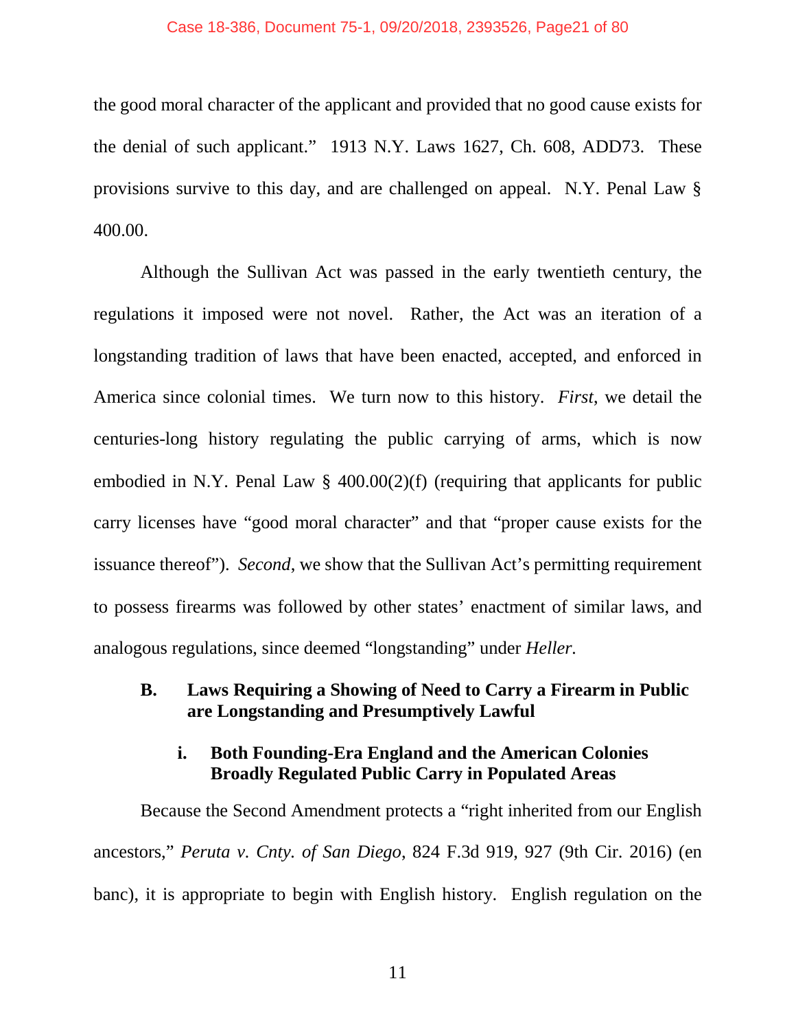the good moral character of the applicant and provided that no good cause exists for the denial of such applicant." 1913 N.Y. Laws 1627, Ch. 608, ADD73. These provisions survive to this day, and are challenged on appeal. N.Y. Penal Law § 400.00.

Although the Sullivan Act was passed in the early twentieth century, the regulations it imposed were not novel. Rather, the Act was an iteration of a longstanding tradition of laws that have been enacted, accepted, and enforced in America since colonial times. We turn now to this history. *First*, we detail the centuries-long history regulating the public carrying of arms, which is now embodied in N.Y. Penal Law § 400.00(2)(f) (requiring that applicants for public carry licenses have "good moral character" and that "proper cause exists for the issuance thereof"). *Second*, we show that the Sullivan Act's permitting requirement to possess firearms was followed by other states' enactment of similar laws, and analogous regulations, since deemed "longstanding" under *Heller*.

### B. Laws Requiring a Showing of Need to Carry a Firearm in Public are Longstanding and Presumptively Lawful

#### i. Both Founding-Era England and the American Colonies Broadly Regulated Public Carry in Populated Areas

Because the Second Amendment protects a "right inherited from our English ancestors," *Peruta v. Cnty. of San Diego*, 824 F.3d 919, 927 (9th Cir. 2016) (en banc), it is appropriate to begin with English history. English regulation on the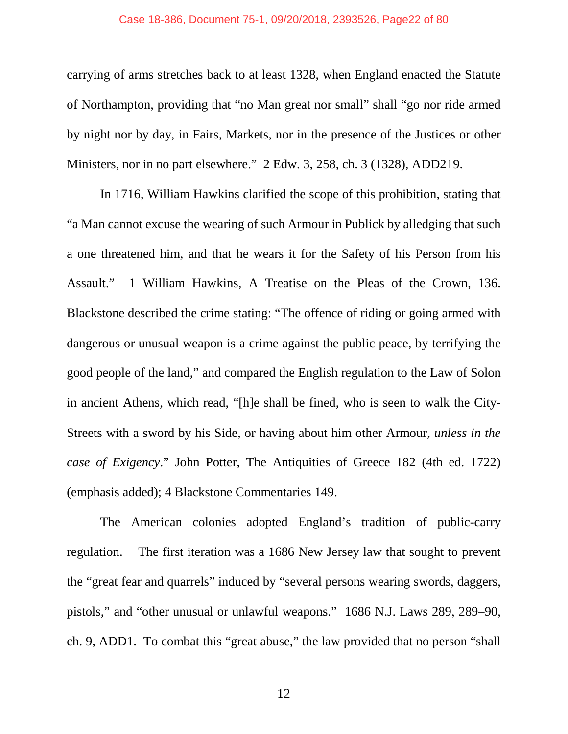carrying of arms stretches back to at least 1328, when England enacted the Statute of Northampton, providing that "no Man great nor small" shall "go nor ride armed by night nor by day, in Fairs, Markets, nor in the presence of the Justices or other Ministers, nor in no part elsewhere." 2 Edw. 3, 258, ch. 3 (1328), ADD219.

In 1716, William Hawkins clarified the scope of this prohibition, stating that "a Man cannot excuse the wearing of such Armour in Publick by alledging that such a one threatened him, and that he wears it for the Safety of his Person from his Assault." 1 William Hawkins, A Treatise on the Pleas of the Crown, 136. Blackstone described the crime stating: "The offence of riding or going armed with dangerous or unusual weapon is a crime against the public peace, by terrifying the good people of the land," and compared the English regulation to the Law of Solon in ancient Athens, which read, "[h]e shall be fined, who is seen to walk the City-Streets with a sword by his Side, or having about him other Armour, *unless in the case of Exigency*." John Potter, The Antiquities of Greece 182 (4th ed. 1722) (emphasis added); 4 Blackstone Commentaries 149.

The American colonies adopted England's tradition of public-carry regulation. The first iteration was a 1686 New Jersey law that sought to prevent the "great fear and quarrels" induced by "several persons wearing swords, daggers, pistols," and "other unusual or unlawful weapons." 1686 N.J. Laws 289, 289–90, ch. 9, ADD1. To combat this "great abuse," the law provided that no person "shall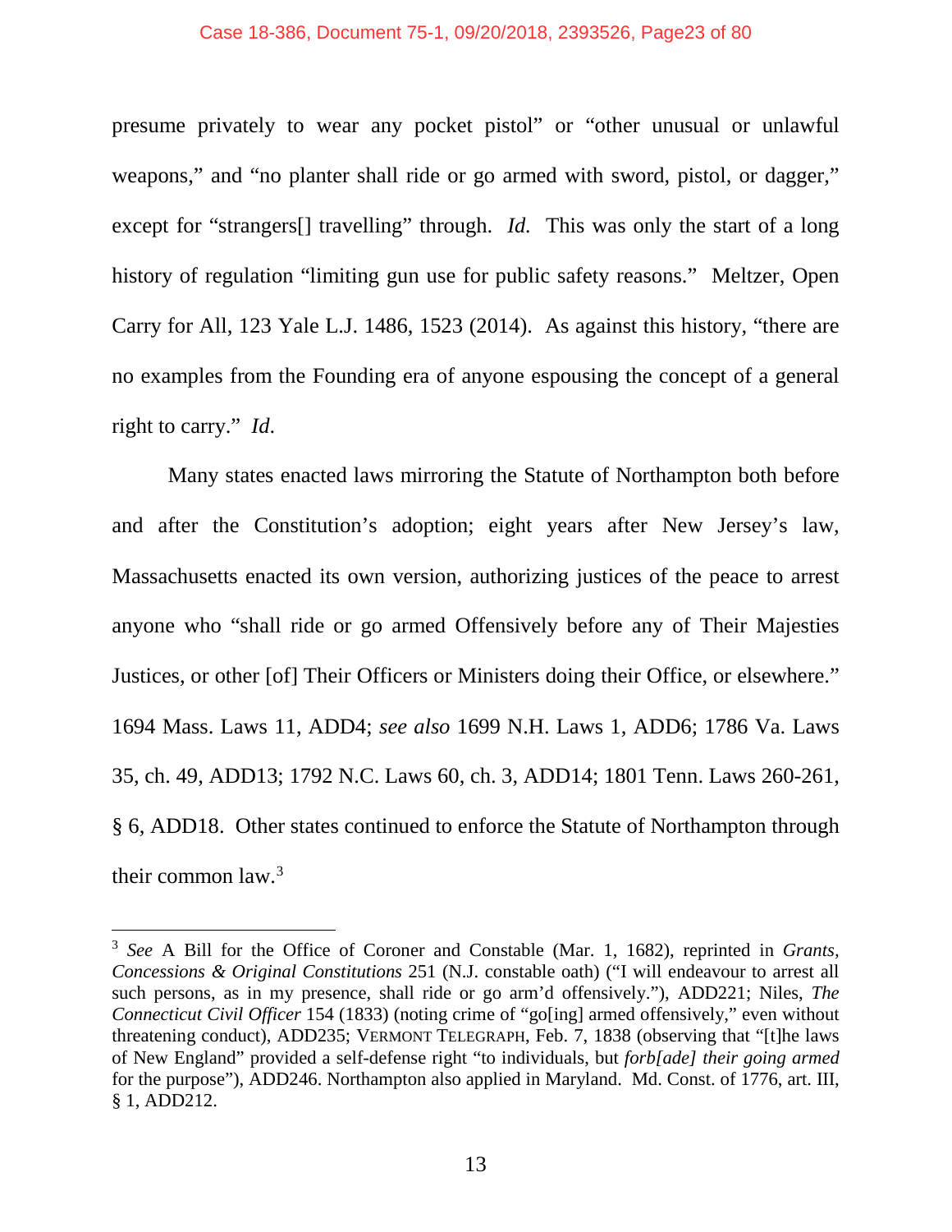presume privately to wear any pocket pistol" or "other unusual or unlawful weapons," and "no planter shall ride or go armed with sword, pistol, or dagger," except for "strangers[] travelling" through. *Id.* This was only the start of a long history of regulation "limiting gun use for public safety reasons." Meltzer, Open Carry for All, 123 Yale L.J. 1486, 1523 (2014). As against this history, "there are no examples from the Founding era of anyone espousing the concept of a general right to carry." *Id*.

Many states enacted laws mirroring the Statute of Northampton both before and after the Constitution's adoption; eight years after New Jersey's law, Massachusetts enacted its own version, authorizing justices of the peace to arrest anyone who "shall ride or go armed Offensively before any of Their Majesties Justices, or other [of] Their Officers or Ministers doing their Office, or elsewhere." 1694 Mass. Laws 11, ADD4; *see also* 1699 N.H. Laws 1, ADD6; 1786 Va. Laws 35, ch. 49, ADD13; 1792 N.C. Laws 60, ch. 3, ADD14; 1801 Tenn. Laws 260-261, § 6, ADD18. Other states continued to enforce the Statute of Northampton through their common law.[3]

[3] *See* A Bill for the Office of Coroner and Constable (Mar. 1, 1682), reprinted in *Grants, Concessions & Original Constitutions* 251 (N.J. constable oath) ("I will endeavour to arrest all such persons, as in my presence, shall ride or go arm'd offensively."), ADD221; Niles, *The Connecticut Civil Officer* 154 (1833) (noting crime of "go[ing] armed offensively," even without threatening conduct), ADD235; VERMONT TELEGRAPH, Feb. 7, 1838 (observing that "[t]he laws of New England" provided a self-defense right "to individuals, but *forb[ade] their going armed* for the purpose"), ADD246. Northampton also applied in Maryland. Md. Const. of 1776, art. III, § 1, ADD212.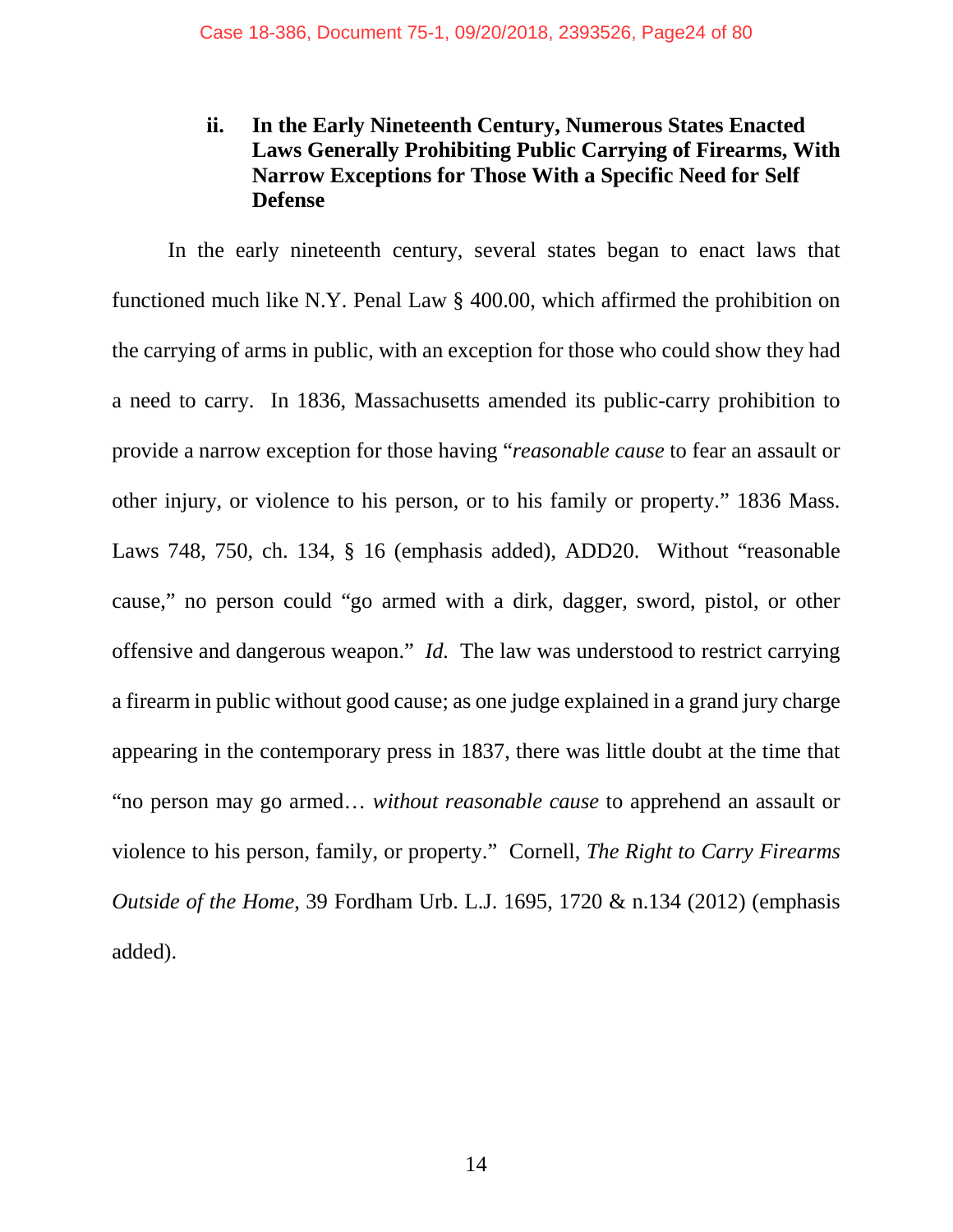### ii. In the Early Nineteenth Century, Numerous States Enacted Laws Generally Prohibiting Public Carrying of Firearms, With Narrow Exceptions for Those With a Specific Need for Self Defense

In the early nineteenth century, several states began to enact laws that functioned much like N.Y. Penal Law § 400.00, which affirmed the prohibition on the carrying of arms in public, with an exception for those who could show they had a need to carry. In 1836, Massachusetts amended its public-carry prohibition to provide a narrow exception for those having "*reasonable cause* to fear an assault or other injury, or violence to his person, or to his family or property." 1836 Mass. Laws 748, 750, ch. 134, § 16 (emphasis added), ADD20. Without "reasonable cause," no person could "go armed with a dirk, dagger, sword, pistol, or other offensive and dangerous weapon." *Id.* The law was understood to restrict carrying a firearm in public without good cause; as one judge explained in a grand jury charge appearing in the contemporary press in 1837, there was little doubt at the time that "no person may go armed… *without reasonable cause* to apprehend an assault or violence to his person, family, or property." Cornell, *The Right to Carry Firearms Outside of the Home*, 39 Fordham Urb. L.J. 1695, 1720 & n.134 (2012) (emphasis added).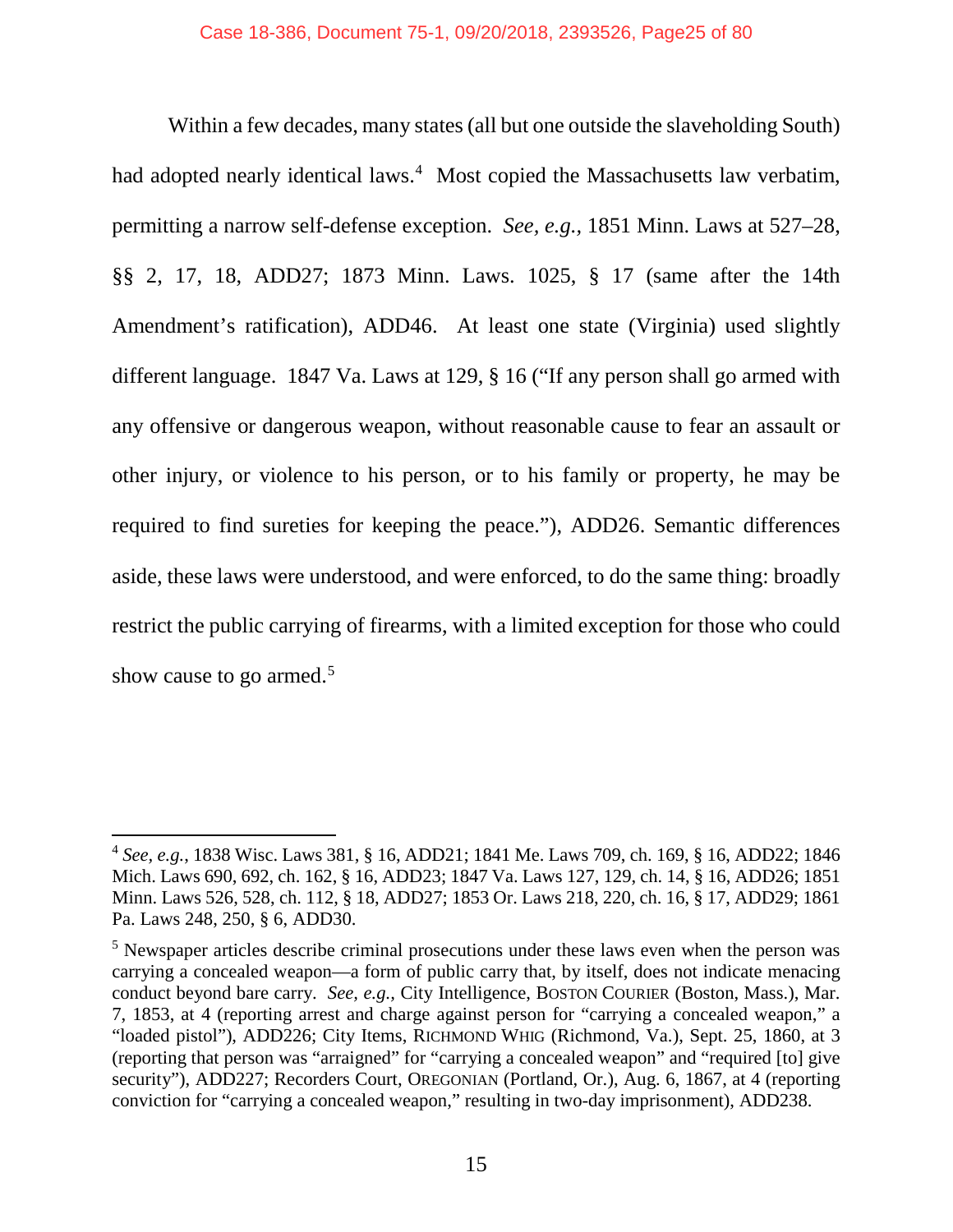Within a few decades, many states (all but one outside the slaveholding South) had adopted nearly identical laws.[4] Most copied the Massachusetts law verbatim, permitting a narrow self-defense exception. *See, e.g.*, 1851 Minn. Laws at 527–28, §§ 2, 17, 18, ADD27; 1873 Minn. Laws. 1025, § 17 (same after the 14th Amendment's ratification), ADD46. At least one state (Virginia) used slightly different language. 1847 Va. Laws at 129, § 16 ("If any person shall go armed with any offensive or dangerous weapon, without reasonable cause to fear an assault or other injury, or violence to his person, or to his family or property, he may be required to find sureties for keeping the peace."), ADD26. Semantic differences aside, these laws were understood, and were enforced, to do the same thing: broadly restrict the public carrying of firearms, with a limited exception for those who could show cause to go armed.[5]

---

[4] *See, e.g.*, 1838 Wisc. Laws 381, § 16, ADD21; 1841 Me. Laws 709, ch. 169, § 16, ADD22; 1846 Mich. Laws 690, 692, ch. 162, § 16, ADD23; 1847 Va. Laws 127, 129, ch. 14, § 16, ADD26; 1851 Minn. Laws 526, 528, ch. 112, § 18, ADD27; 1853 Or. Laws 218, 220, ch. 16, § 17, ADD29; 1861 Pa. Laws 248, 250, § 6, ADD30.

[5] Newspaper articles describe criminal prosecutions under these laws even when the person was carrying a concealed weapon—a form of public carry that, by itself, does not indicate menacing conduct beyond bare carry. *See, e.g.*, City Intelligence, BOSTON COURIER (Boston, Mass.), Mar. 7, 1853, at 4 (reporting arrest and charge against person for "carrying a concealed weapon," a "loaded pistol"), ADD226; City Items, RICHMOND WHIG (Richmond, Va.), Sept. 25, 1860, at 3 (reporting that person was "arraigned" for "carrying a concealed weapon" and "required [to] give security"), ADD227; Recorders Court, OREGONIAN (Portland, Or.), Aug. 6, 1867, at 4 (reporting conviction for "carrying a concealed weapon," resulting in two-day imprisonment), ADD238.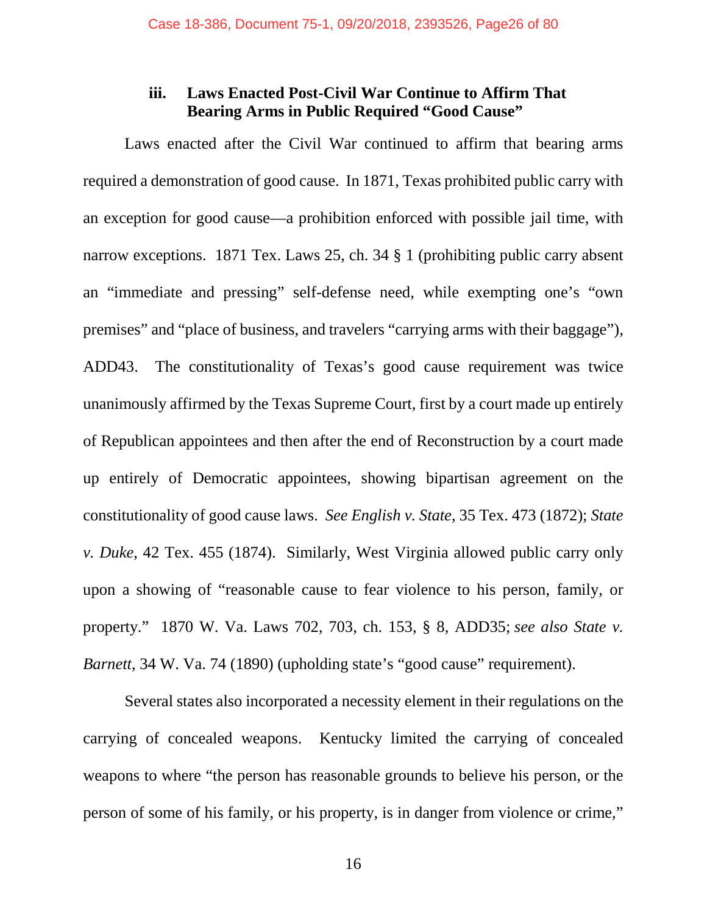### iii. Laws Enacted Post-Civil War Continue to Affirm That Bearing Arms in Public Required "Good Cause"

Laws enacted after the Civil War continued to affirm that bearing arms required a demonstration of good cause. In 1871, Texas prohibited public carry with an exception for good cause—a prohibition enforced with possible jail time, with narrow exceptions. 1871 Tex. Laws 25, ch. 34 § 1 (prohibiting public carry absent an "immediate and pressing" self-defense need, while exempting one's "own premises" and "place of business, and travelers "carrying arms with their baggage"), ADD43. The constitutionality of Texas's good cause requirement was twice unanimously affirmed by the Texas Supreme Court, first by a court made up entirely of Republican appointees and then after the end of Reconstruction by a court made up entirely of Democratic appointees, showing bipartisan agreement on the constitutionality of good cause laws. *See English v. State*, 35 Tex. 473 (1872); *State v. Duke*, 42 Tex. 455 (1874). Similarly, West Virginia allowed public carry only upon a showing of "reasonable cause to fear violence to his person, family, or property." 1870 W. Va. Laws 702, 703, ch. 153, § 8, ADD35; *see also State v. Barnett*, 34 W. Va. 74 (1890) (upholding state's "good cause" requirement).

Several states also incorporated a necessity element in their regulations on the carrying of concealed weapons. Kentucky limited the carrying of concealed weapons to where "the person has reasonable grounds to believe his person, or the person of some of his family, or his property, is in danger from violence or crime,"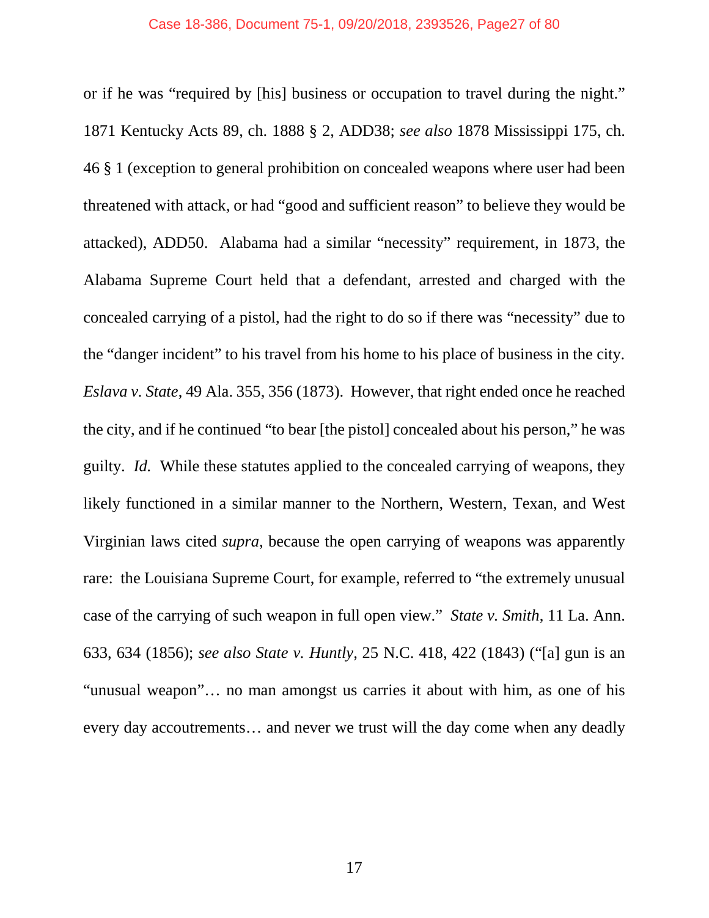or if he was "required by [his] business or occupation to travel during the night." 1871 Kentucky Acts 89, ch. 1888 § 2, ADD38; *see also* 1878 Mississippi 175, ch. 46 § 1 (exception to general prohibition on concealed weapons where user had been threatened with attack, or had "good and sufficient reason" to believe they would be attacked), ADD50. Alabama had a similar "necessity" requirement, in 1873, the Alabama Supreme Court held that a defendant, arrested and charged with the concealed carrying of a pistol, had the right to do so if there was "necessity" due to the "danger incident" to his travel from his home to his place of business in the city. *Eslava v. State*, 49 Ala. 355, 356 (1873). However, that right ended once he reached the city, and if he continued "to bear [the pistol] concealed about his person," he was guilty. *Id.* While these statutes applied to the concealed carrying of weapons, they likely functioned in a similar manner to the Northern, Western, Texan, and West Virginian laws cited *supra*, because the open carrying of weapons was apparently rare: the Louisiana Supreme Court, for example, referred to "the extremely unusual case of the carrying of such weapon in full open view." *State v. Smith*, 11 La. Ann. 633, 634 (1856); *see also State v. Huntly*, 25 N.C. 418, 422 (1843) ("[a] gun is an "unusual weapon"… no man amongst us carries it about with him, as one of his every day accoutrements… and never we trust will the day come when any deadly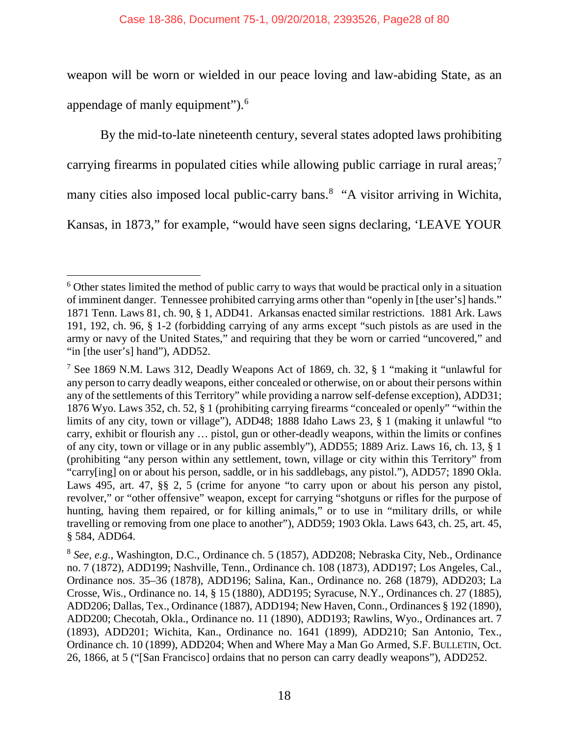weapon will be worn or wielded in our peace loving and law-abiding State, as an appendage of manly equipment").[6]

By the mid-to-late nineteenth century, several states adopted laws prohibiting carrying firearms in populated cities while allowing public carriage in rural areas;[7] many cities also imposed local public-carry bans.[8] "A visitor arriving in Wichita, Kansas, in 1873," for example, "would have seen signs declaring, 'LEAVE YOUR

---

[6] Other states limited the method of public carry to ways that would be practical only in a situation of imminent danger. Tennessee prohibited carrying arms other than "openly in [the user's] hands." 1871 Tenn. Laws 81, ch. 90, § 1, ADD41. Arkansas enacted similar restrictions. 1881 Ark. Laws 191, 192, ch. 96, § 1-2 (forbidding carrying of any arms except "such pistols as are used in the army or navy of the United States," and requiring that they be worn or carried "uncovered," and "in [the user's] hand"), ADD52.

[7] See 1869 N.M. Laws 312, Deadly Weapons Act of 1869, ch. 32, § 1 "making it "unlawful for any person to carry deadly weapons, either concealed or otherwise, on or about their persons within any of the settlements of this Territory" while providing a narrow self-defense exception), ADD31; 1876 Wyo. Laws 352, ch. 52, § 1 (prohibiting carrying firearms "concealed or openly" "within the limits of any city, town or village"), ADD48; 1888 Idaho Laws 23, § 1 (making it unlawful "to carry, exhibit or flourish any … pistol, gun or other-deadly weapons, within the limits or confines of any city, town or village or in any public assembly"), ADD55; 1889 Ariz. Laws 16, ch. 13, § 1 (prohibiting "any person within any settlement, town, village or city within this Territory" from "carry[ing] on or about his person, saddle, or in his saddlebags, any pistol."), ADD57; 1890 Okla. Laws 495, art. 47, §§ 2, 5 (crime for anyone "to carry upon or about his person any pistol, revolver," or "other offensive" weapon, except for carrying "shotguns or rifles for the purpose of hunting, having them repaired, or for killing animals," or to use in "military drills, or while travelling or removing from one place to another"), ADD59; 1903 Okla. Laws 643, ch. 25, art. 45, § 584, ADD64.

[8] *See, e.g.*, Washington, D.C., Ordinance ch. 5 (1857), ADD208; Nebraska City, Neb., Ordinance no. 7 (1872), ADD199; Nashville, Tenn., Ordinance ch. 108 (1873), ADD197; Los Angeles, Cal., Ordinance nos. 35–36 (1878), ADD196; Salina, Kan., Ordinance no. 268 (1879), ADD203; La Crosse, Wis., Ordinance no. 14, § 15 (1880), ADD195; Syracuse, N.Y., Ordinances ch. 27 (1885), ADD206; Dallas, Tex., Ordinance (1887), ADD194; New Haven, Conn., Ordinances § 192 (1890), ADD200; Checotah, Okla., Ordinance no. 11 (1890), ADD193; Rawlins, Wyo., Ordinances art. 7 (1893), ADD201; Wichita, Kan., Ordinance no. 1641 (1899), ADD210; San Antonio, Tex., Ordinance ch. 10 (1899), ADD204; When and Where May a Man Go Armed, S.F. BULLETIN, Oct. 26, 1866, at 5 ("[San Francisco] ordains that no person can carry deadly weapons"), ADD252.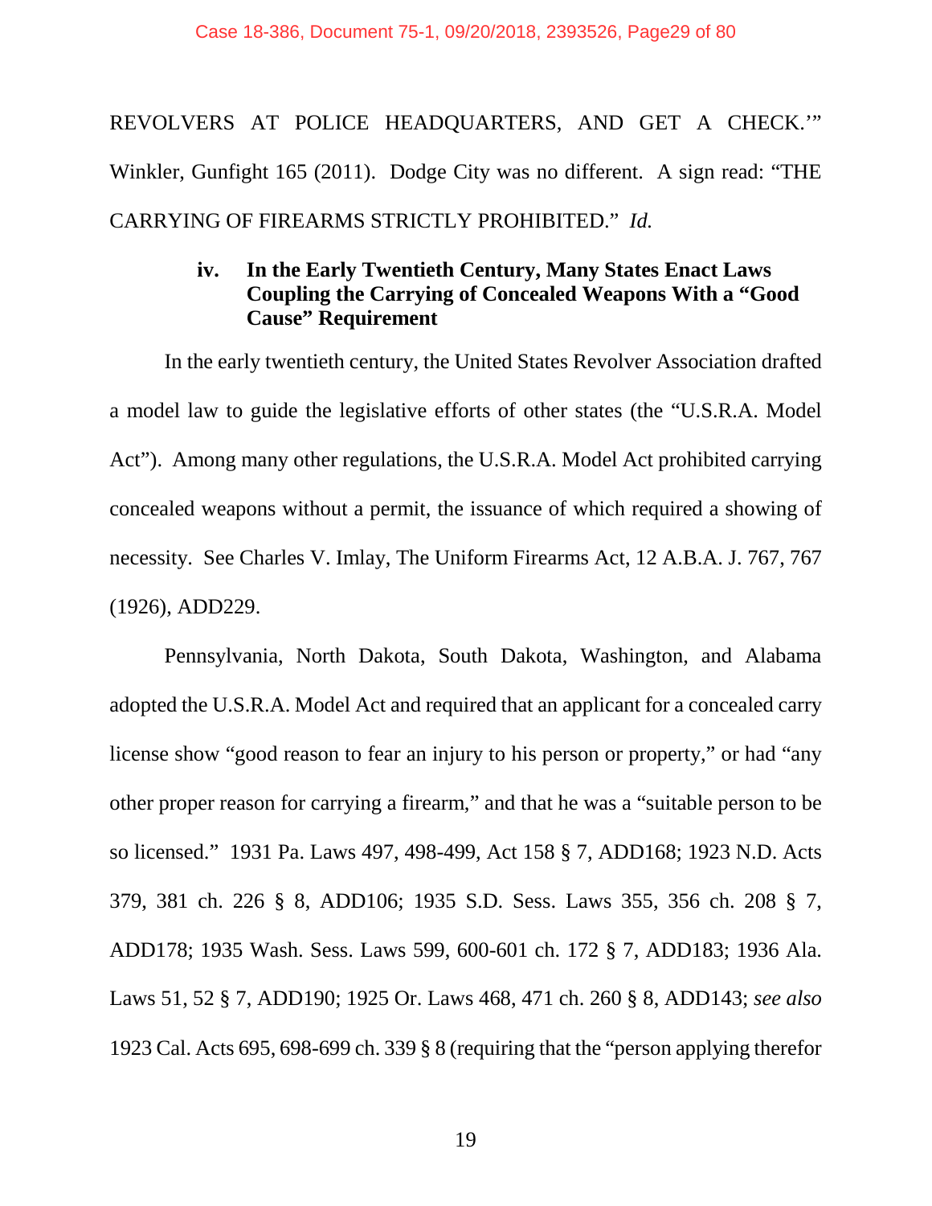REVOLVERS AT POLICE HEADQUARTERS, AND GET A CHECK.'" Winkler, Gunfight 165 (2011). Dodge City was no different. A sign read: "THE CARRYING OF FIREARMS STRICTLY PROHIBITED." *Id.*

**iv. In the Early Twentieth Century, Many States Enact Laws Coupling the Carrying of Concealed Weapons With a "Good Cause" Requirement**

In the early twentieth century, the United States Revolver Association drafted a model law to guide the legislative efforts of other states (the "U.S.R.A. Model Act"). Among many other regulations, the U.S.R.A. Model Act prohibited carrying concealed weapons without a permit, the issuance of which required a showing of necessity. See Charles V. Imlay, The Uniform Firearms Act, 12 A.B.A. J. 767, 767 (1926), ADD229.

Pennsylvania, North Dakota, South Dakota, Washington, and Alabama adopted the U.S.R.A. Model Act and required that an applicant for a concealed carry license show "good reason to fear an injury to his person or property," or had "any other proper reason for carrying a firearm," and that he was a "suitable person to be so licensed." 1931 Pa. Laws 497, 498-499, Act 158 § 7, ADD168; 1923 N.D. Acts 379, 381 ch. 226 § 8, ADD106; 1935 S.D. Sess. Laws 355, 356 ch. 208 § 7, ADD178; 1935 Wash. Sess. Laws 599, 600-601 ch. 172 § 7, ADD183; 1936 Ala. Laws 51, 52 § 7, ADD190; 1925 Or. Laws 468, 471 ch. 260 § 8, ADD143; *see also* 1923 Cal. Acts 695, 698-699 ch. 339 § 8 (requiring that the "person applying therefor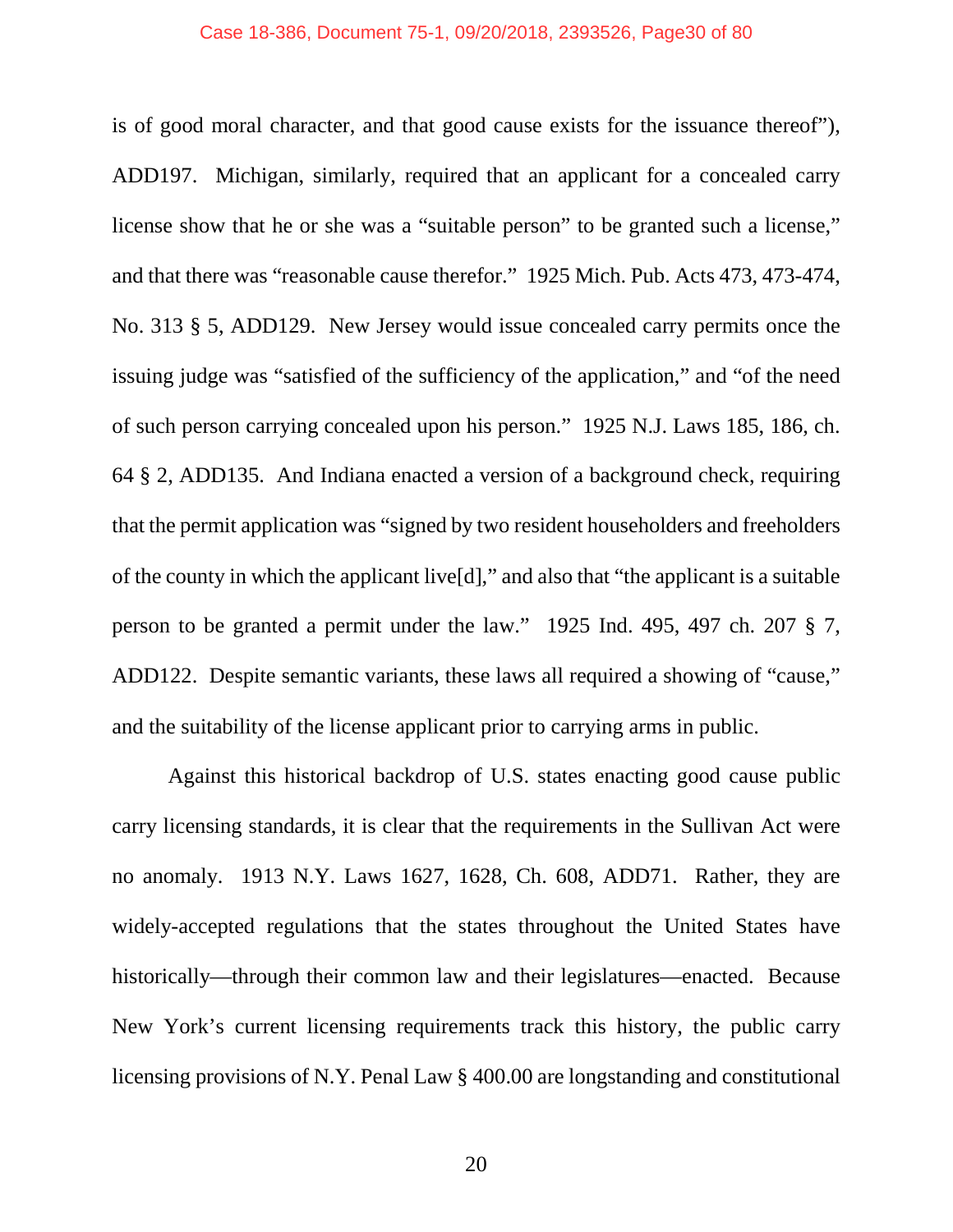is of good moral character, and that good cause exists for the issuance thereof"), ADD197. Michigan, similarly, required that an applicant for a concealed carry license show that he or she was a "suitable person" to be granted such a license," and that there was "reasonable cause therefor." 1925 Mich. Pub. Acts 473, 473-474, No. 313 § 5, ADD129. New Jersey would issue concealed carry permits once the issuing judge was "satisfied of the sufficiency of the application," and "of the need of such person carrying concealed upon his person." 1925 N.J. Laws 185, 186, ch. 64 § 2, ADD135. And Indiana enacted a version of a background check, requiring that the permit application was "signed by two resident householders and freeholders of the county in which the applicant live[d]," and also that "the applicant is a suitable person to be granted a permit under the law." 1925 Ind. 495, 497 ch. 207 § 7, ADD122. Despite semantic variants, these laws all required a showing of "cause," and the suitability of the license applicant prior to carrying arms in public.

Against this historical backdrop of U.S. states enacting good cause public carry licensing standards, it is clear that the requirements in the Sullivan Act were no anomaly. 1913 N.Y. Laws 1627, 1628, Ch. 608, ADD71. Rather, they are widely-accepted regulations that the states throughout the United States have historically—through their common law and their legislatures—enacted. Because New York's current licensing requirements track this history, the public carry licensing provisions of N.Y. Penal Law § 400.00 are longstanding and constitutional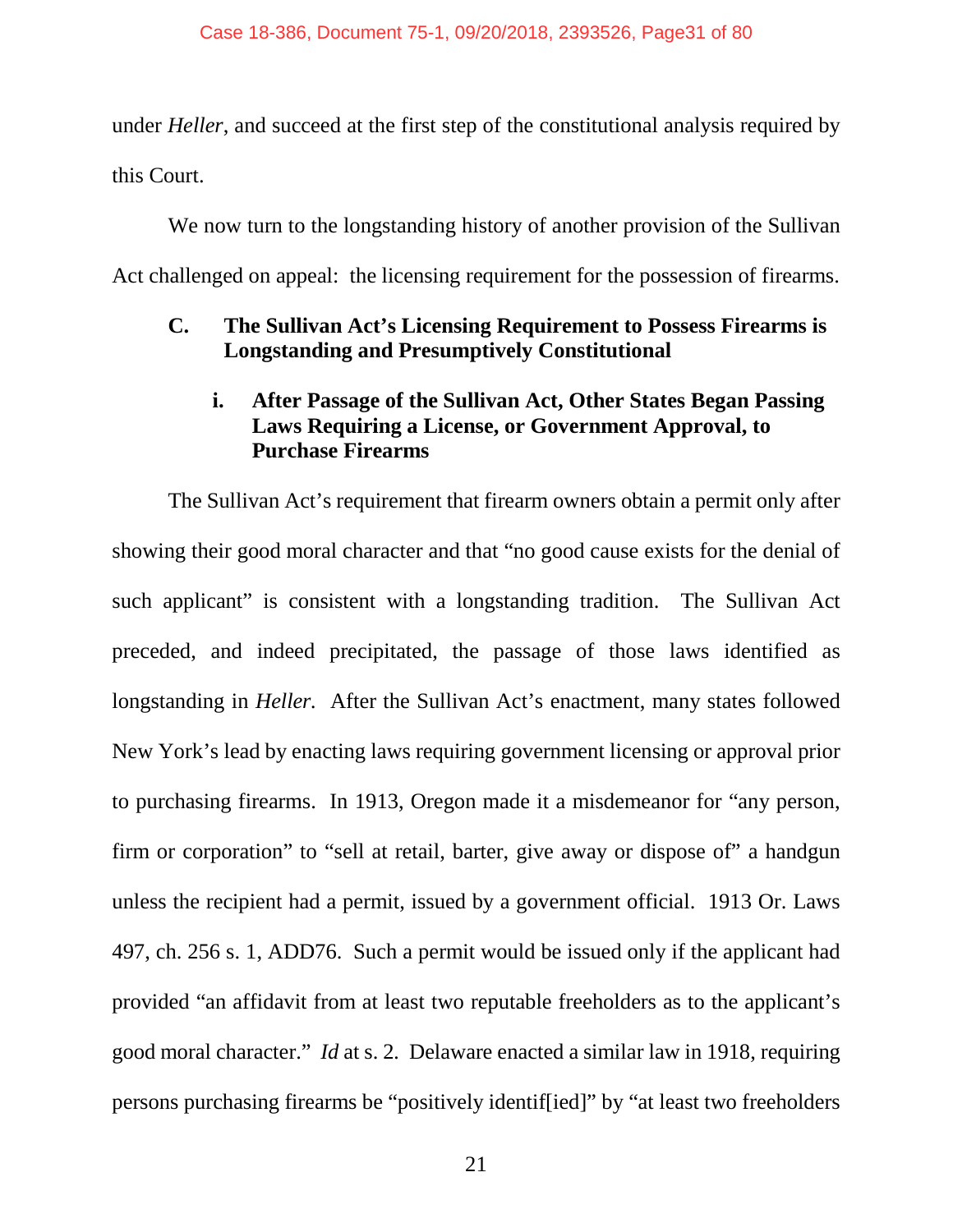under *Heller*, and succeed at the first step of the constitutional analysis required by this Court.

We now turn to the longstanding history of another provision of the Sullivan Act challenged on appeal: the licensing requirement for the possession of firearms.

### C. The Sullivan Act's Licensing Requirement to Possess Firearms is Longstanding and Presumptively Constitutional

#### i. After Passage of the Sullivan Act, Other States Began Passing Laws Requiring a License, or Government Approval, to Purchase Firearms

The Sullivan Act's requirement that firearm owners obtain a permit only after showing their good moral character and that "no good cause exists for the denial of such applicant" is consistent with a longstanding tradition. The Sullivan Act preceded, and indeed precipitated, the passage of those laws identified as longstanding in *Heller.* After the Sullivan Act's enactment, many states followed New York's lead by enacting laws requiring government licensing or approval prior to purchasing firearms. In 1913, Oregon made it a misdemeanor for "any person, firm or corporation" to "sell at retail, barter, give away or dispose of" a handgun unless the recipient had a permit, issued by a government official. 1913 Or. Laws 497, ch. 256 s. 1, ADD76. Such a permit would be issued only if the applicant had provided "an affidavit from at least two reputable freeholders as to the applicant's good moral character." *Id* at s. 2. Delaware enacted a similar law in 1918, requiring persons purchasing firearms be "positively identif[ied]" by "at least two freeholders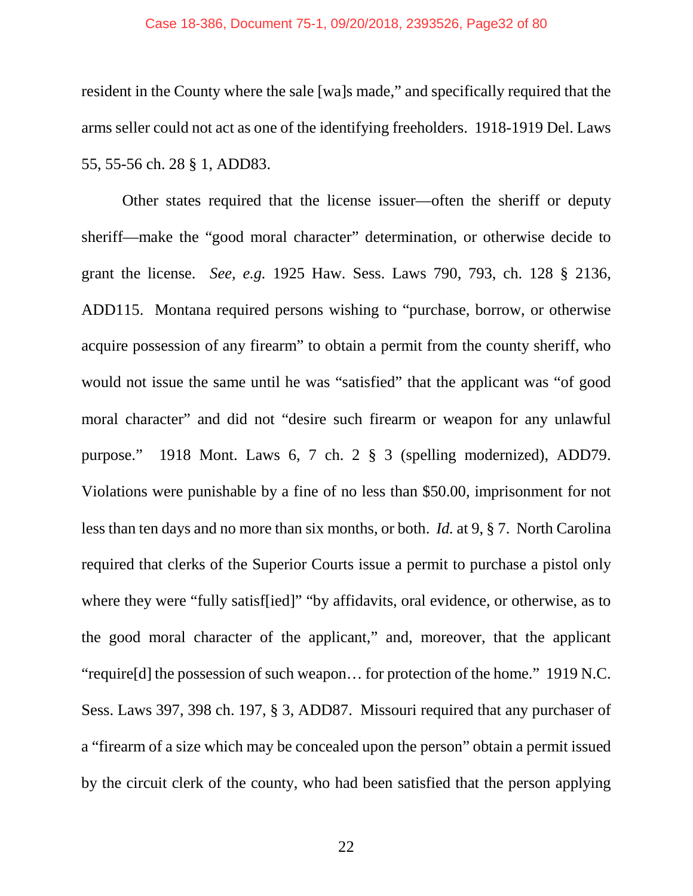resident in the County where the sale [wa]s made," and specifically required that the arms seller could not act as one of the identifying freeholders. 1918-1919 Del. Laws 55, 55-56 ch. 28 § 1, ADD83.

Other states required that the license issuer—often the sheriff or deputy sheriff—make the "good moral character" determination, or otherwise decide to grant the license. *See, e.g.* 1925 Haw. Sess. Laws 790, 793, ch. 128 § 2136, ADD115. Montana required persons wishing to "purchase, borrow, or otherwise acquire possession of any firearm" to obtain a permit from the county sheriff, who would not issue the same until he was "satisfied" that the applicant was "of good moral character" and did not "desire such firearm or weapon for any unlawful purpose." 1918 Mont. Laws 6, 7 ch. 2 § 3 (spelling modernized), ADD79. Violations were punishable by a fine of no less than $50.00, imprisonment for not less than ten days and no more than six months, or both. *Id.* at 9, § 7. North Carolina required that clerks of the Superior Courts issue a permit to purchase a pistol only where they were "fully satisf[ied]" "by affidavits, oral evidence, or otherwise, as to the good moral character of the applicant," and, moreover, that the applicant "require[d] the possession of such weapon… for protection of the home." 1919 N.C. Sess. Laws 397, 398 ch. 197, § 3, ADD87. Missouri required that any purchaser of a "firearm of a size which may be concealed upon the person" obtain a permit issued by the circuit clerk of the county, who had been satisfied that the person applying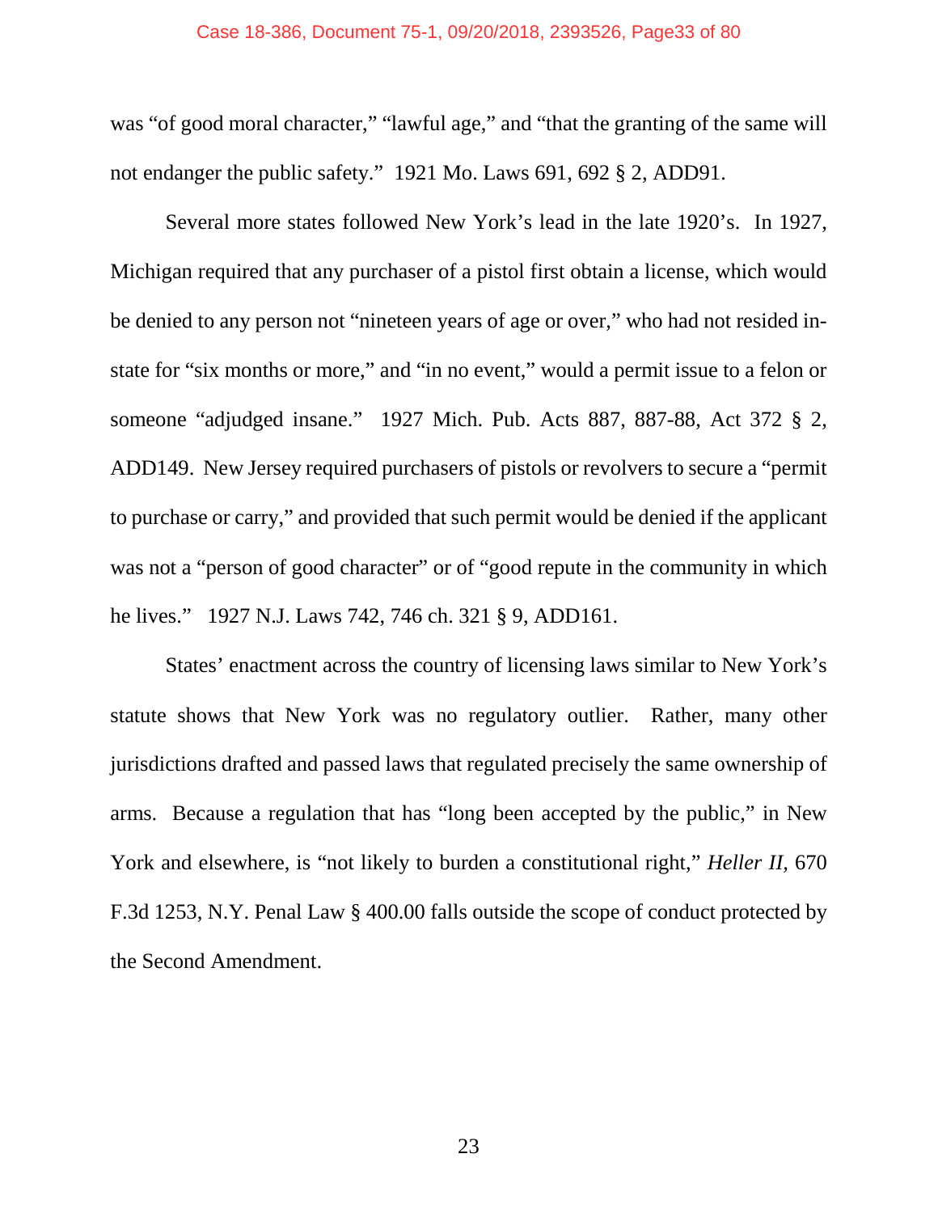was "of good moral character," "lawful age," and "that the granting of the same will not endanger the public safety." 1921 Mo. Laws 691, 692 § 2, ADD91.

Several more states followed New York's lead in the late 1920's. In 1927, Michigan required that any purchaser of a pistol first obtain a license, which would be denied to any person not "nineteen years of age or over," who had not resided in-state for "six months or more," and "in no event," would a permit issue to a felon or someone "adjudged insane." 1927 Mich. Pub. Acts 887, 887-88, Act 372 § 2, ADD149. New Jersey required purchasers of pistols or revolvers to secure a "permit to purchase or carry," and provided that such permit would be denied if the applicant was not a "person of good character" or of "good repute in the community in which he lives." 1927 N.J. Laws 742, 746 ch. 321 § 9, ADD161.

States' enactment across the country of licensing laws similar to New York's statute shows that New York was no regulatory outlier. Rather, many other jurisdictions drafted and passed laws that regulated precisely the same ownership of arms. Because a regulation that has "long been accepted by the public," in New York and elsewhere, is "not likely to burden a constitutional right," *Heller II*, 670 F.3d 1253, N.Y. Penal Law § 400.00 falls outside the scope of conduct protected by the Second Amendment.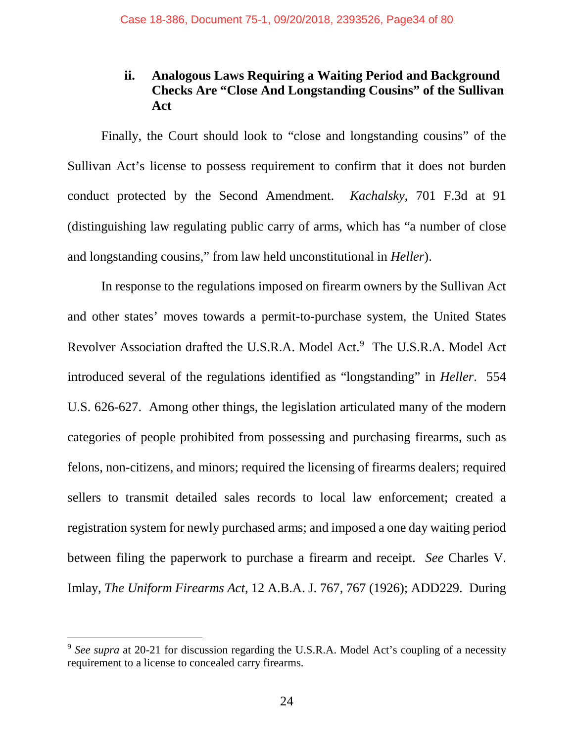### ii. Analogous Laws Requiring a Waiting Period and Background Checks Are "Close And Longstanding Cousins" of the Sullivan Act

Finally, the Court should look to "close and longstanding cousins" of the Sullivan Act's license to possess requirement to confirm that it does not burden conduct protected by the Second Amendment. *Kachalsky*, 701 F.3d at 91 (distinguishing law regulating public carry of arms, which has "a number of close and longstanding cousins," from law held unconstitutional in *Heller*).

In response to the regulations imposed on firearm owners by the Sullivan Act and other states' moves towards a permit-to-purchase system, the United States Revolver Association drafted the U.S.R.A. Model Act.[9] The U.S.R.A. Model Act introduced several of the regulations identified as "longstanding" in *Heller*. 554 U.S. 626-627. Among other things, the legislation articulated many of the modern categories of people prohibited from possessing and purchasing firearms, such as felons, non-citizens, and minors; required the licensing of firearms dealers; required sellers to transmit detailed sales records to local law enforcement; created a registration system for newly purchased arms; and imposed a one day waiting period between filing the paperwork to purchase a firearm and receipt. *See* Charles V. Imlay, *The Uniform Firearms Act*, 12 A.B.A. J. 767, 767 (1926); ADD229. During

[9] *See supra* at 20-21 for discussion regarding the U.S.R.A. Model Act's coupling of a necessity requirement to a license to concealed carry firearms.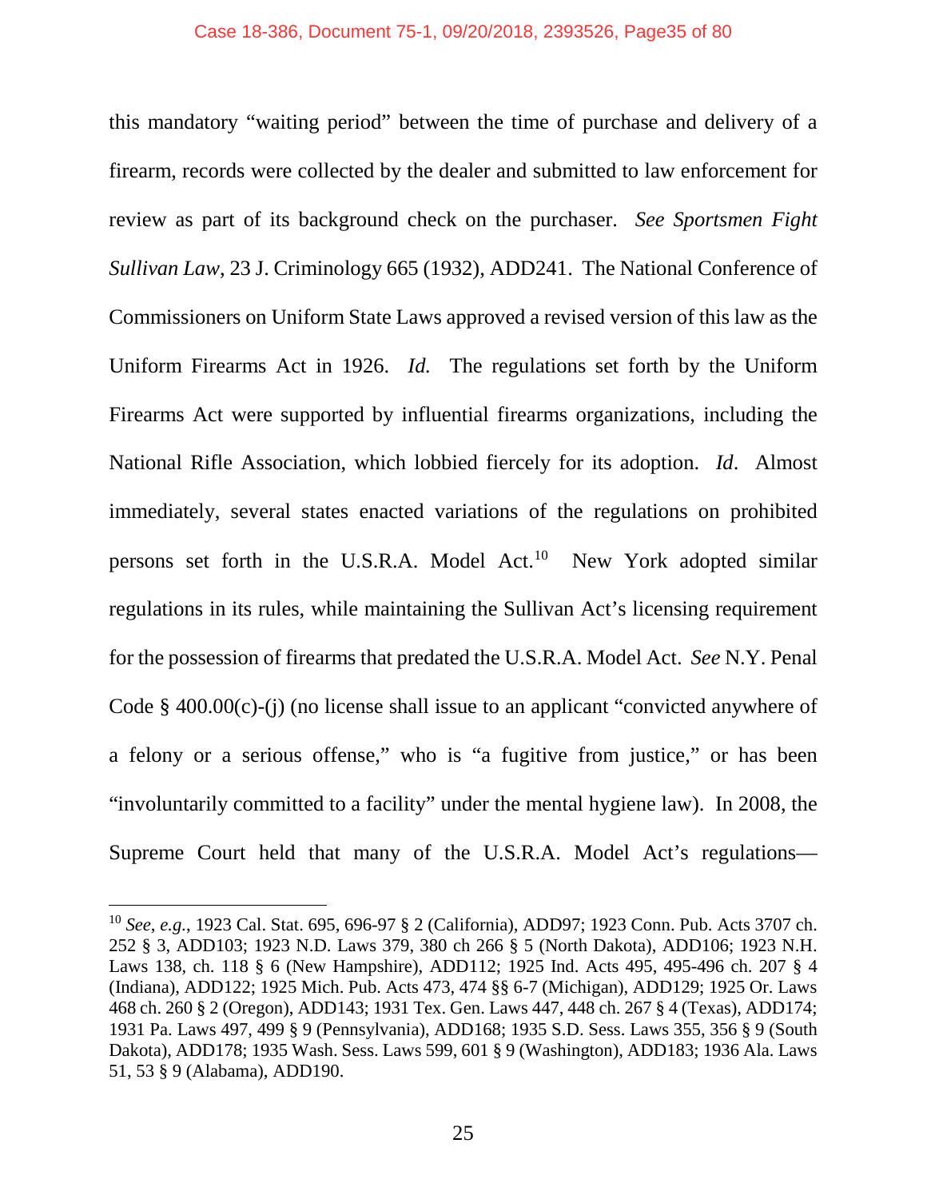this mandatory "waiting period" between the time of purchase and delivery of a firearm, records were collected by the dealer and submitted to law enforcement for review as part of its background check on the purchaser. *See Sportsmen Fight Sullivan Law*, 23 J. Criminology 665 (1932), ADD241. The National Conference of Commissioners on Uniform State Laws approved a revised version of this law as the Uniform Firearms Act in 1926. *Id.* The regulations set forth by the Uniform Firearms Act were supported by influential firearms organizations, including the National Rifle Association, which lobbied fiercely for its adoption. *Id*. Almost immediately, several states enacted variations of the regulations on prohibited persons set forth in the U.S.R.A. Model Act.[10] New York adopted similar regulations in its rules, while maintaining the Sullivan Act's licensing requirement for the possession of firearms that predated the U.S.R.A. Model Act. *See* N.Y. Penal Code § 400.00(c)-(j) (no license shall issue to an applicant "convicted anywhere of a felony or a serious offense," who is "a fugitive from justice," or has been "involuntarily committed to a facility" under the mental hygiene law). In 2008, the Supreme Court held that many of the U.S.R.A. Model Act's regulations—

---

[10] *See*, *e.g.*, 1923 Cal. Stat. 695, 696-97 § 2 (California), ADD97; 1923 Conn. Pub. Acts 3707 ch. 252 § 3, ADD103; 1923 N.D. Laws 379, 380 ch 266 § 5 (North Dakota), ADD106; 1923 N.H. Laws 138, ch. 118 § 6 (New Hampshire), ADD112; 1925 Ind. Acts 495, 495-496 ch. 207 § 4 (Indiana), ADD122; 1925 Mich. Pub. Acts 473, 474 §§ 6-7 (Michigan), ADD129; 1925 Or. Laws 468 ch. 260 § 2 (Oregon), ADD143; 1931 Tex. Gen. Laws 447, 448 ch. 267 § 4 (Texas), ADD174; 1931 Pa. Laws 497, 499 § 9 (Pennsylvania), ADD168; 1935 S.D. Sess. Laws 355, 356 § 9 (South Dakota), ADD178; 1935 Wash. Sess. Laws 599, 601 § 9 (Washington), ADD183; 1936 Ala. Laws 51, 53 § 9 (Alabama), ADD190.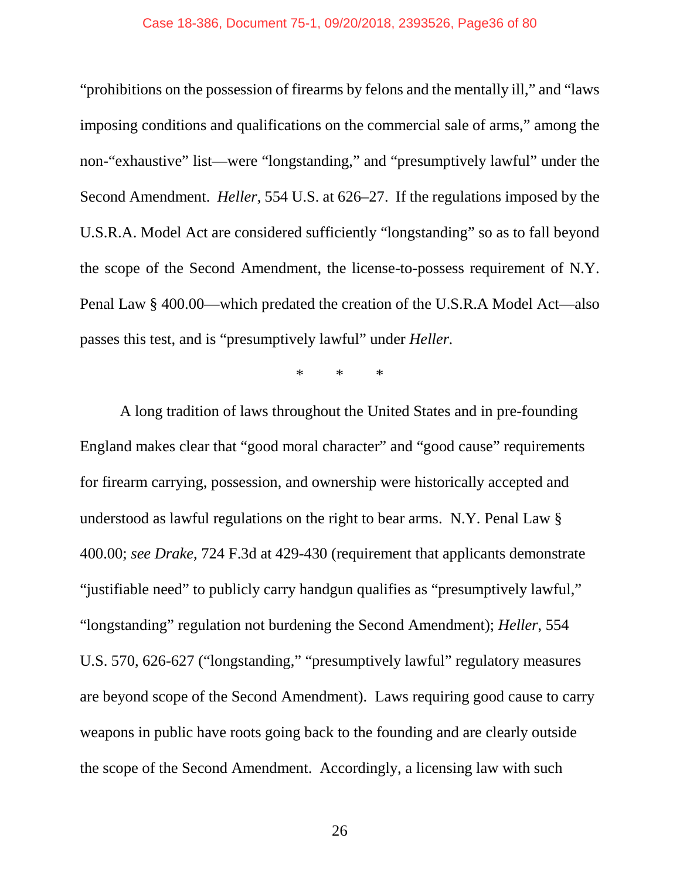"prohibitions on the possession of firearms by felons and the mentally ill," and "laws imposing conditions and qualifications on the commercial sale of arms," among the non-"exhaustive" list—were "longstanding," and "presumptively lawful" under the Second Amendment. *Heller*, 554 U.S. at 626–27. If the regulations imposed by the U.S.R.A. Model Act are considered sufficiently "longstanding" so as to fall beyond the scope of the Second Amendment, the license-to-possess requirement of N.Y. Penal Law § 400.00—which predated the creation of the U.S.R.A Model Act—also passes this test, and is "presumptively lawful" under *Heller*.

\*　　\*　　\*

A long tradition of laws throughout the United States and in pre-founding England makes clear that "good moral character" and "good cause" requirements for firearm carrying, possession, and ownership were historically accepted and understood as lawful regulations on the right to bear arms. N.Y. Penal Law § 400.00; *see Drake*, 724 F.3d at 429-430 (requirement that applicants demonstrate "justifiable need" to publicly carry handgun qualifies as "presumptively lawful," "longstanding" regulation not burdening the Second Amendment); *Heller*, 554 U.S. 570, 626-627 ("longstanding," "presumptively lawful" regulatory measures are beyond scope of the Second Amendment). Laws requiring good cause to carry weapons in public have roots going back to the founding and are clearly outside the scope of the Second Amendment. Accordingly, a licensing law with such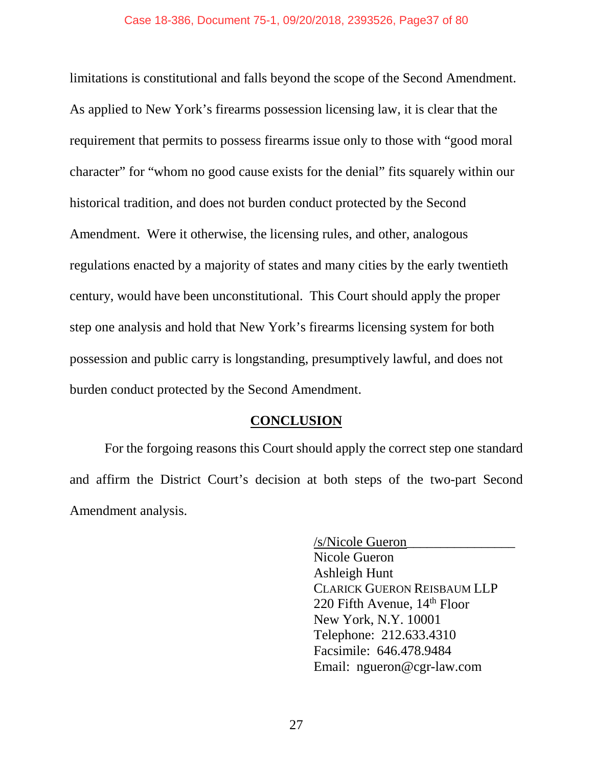limitations is constitutional and falls beyond the scope of the Second Amendment. As applied to New York's firearms possession licensing law, it is clear that the requirement that permits to possess firearms issue only to those with "good moral character" for "whom no good cause exists for the denial" fits squarely within our historical tradition, and does not burden conduct protected by the Second Amendment. Were it otherwise, the licensing rules, and other, analogous regulations enacted by a majority of states and many cities by the early twentieth century, would have been unconstitutional. This Court should apply the proper step one analysis and hold that New York's firearms licensing system for both possession and public carry is longstanding, presumptively lawful, and does not burden conduct protected by the Second Amendment.

## CONCLUSION

For the forgoing reasons this Court should apply the correct step one standard and affirm the District Court's decision at both steps of the two-part Second Amendment analysis.

/s/Nicole Gueron
Nicole Gueron
Ashleigh Hunt
CLARICK GUERON REISBAUM LLP
220 Fifth Avenue, 14th Floor
New York, N.Y. 10001
Telephone: 212.633.4310
Facsimile: 646.478.9484
Email: ngueron@cgr-law.com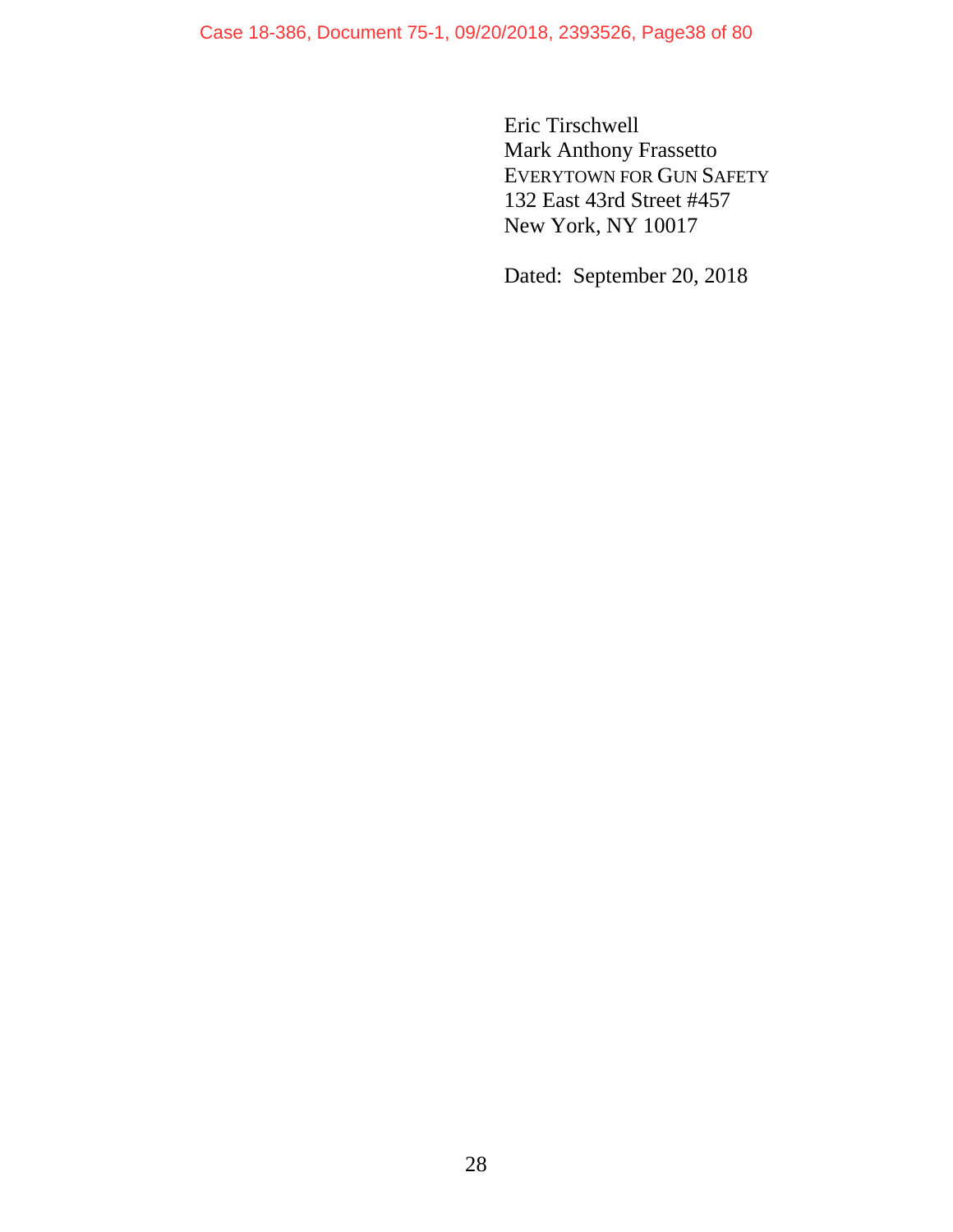Eric Tirschwell
Mark Anthony Frassetto
EVERYTOWN FOR GUN SAFETY
132 East 43rd Street #457
New York, NY 10017

Dated: September 20, 2018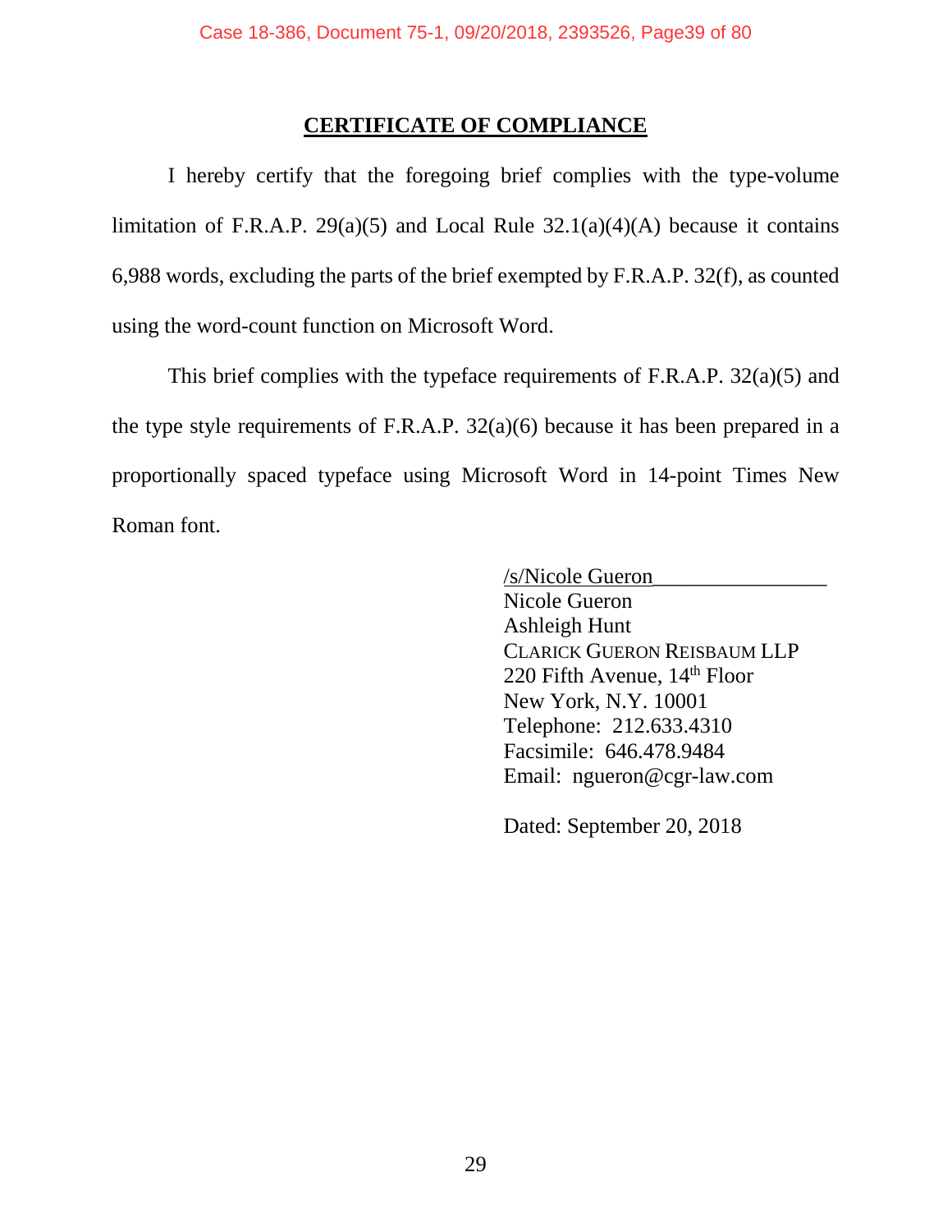## CERTIFICATE OF COMPLIANCE

I hereby certify that the foregoing brief complies with the type-volume limitation of F.R.A.P. 29(a)(5) and Local Rule 32.1(a)(4)(A) because it contains 6,988 words, excluding the parts of the brief exempted by F.R.A.P. 32(f), as counted using the word-count function on Microsoft Word.

This brief complies with the typeface requirements of F.R.A.P. 32(a)(5) and the type style requirements of F.R.A.P. 32(a)(6) because it has been prepared in a proportionally spaced typeface using Microsoft Word in 14-point Times New Roman font.

/s/Nicole Gueron________________
Nicole Gueron
Ashleigh Hunt
CLARICK GUERON REISBAUM LLP
220 Fifth Avenue, 14th Floor
New York, N.Y. 10001
Telephone: 212.633.4310
Facsimile: 646.478.9484
Email: ngueron@cgr-law.com

Dated: September 20, 2018